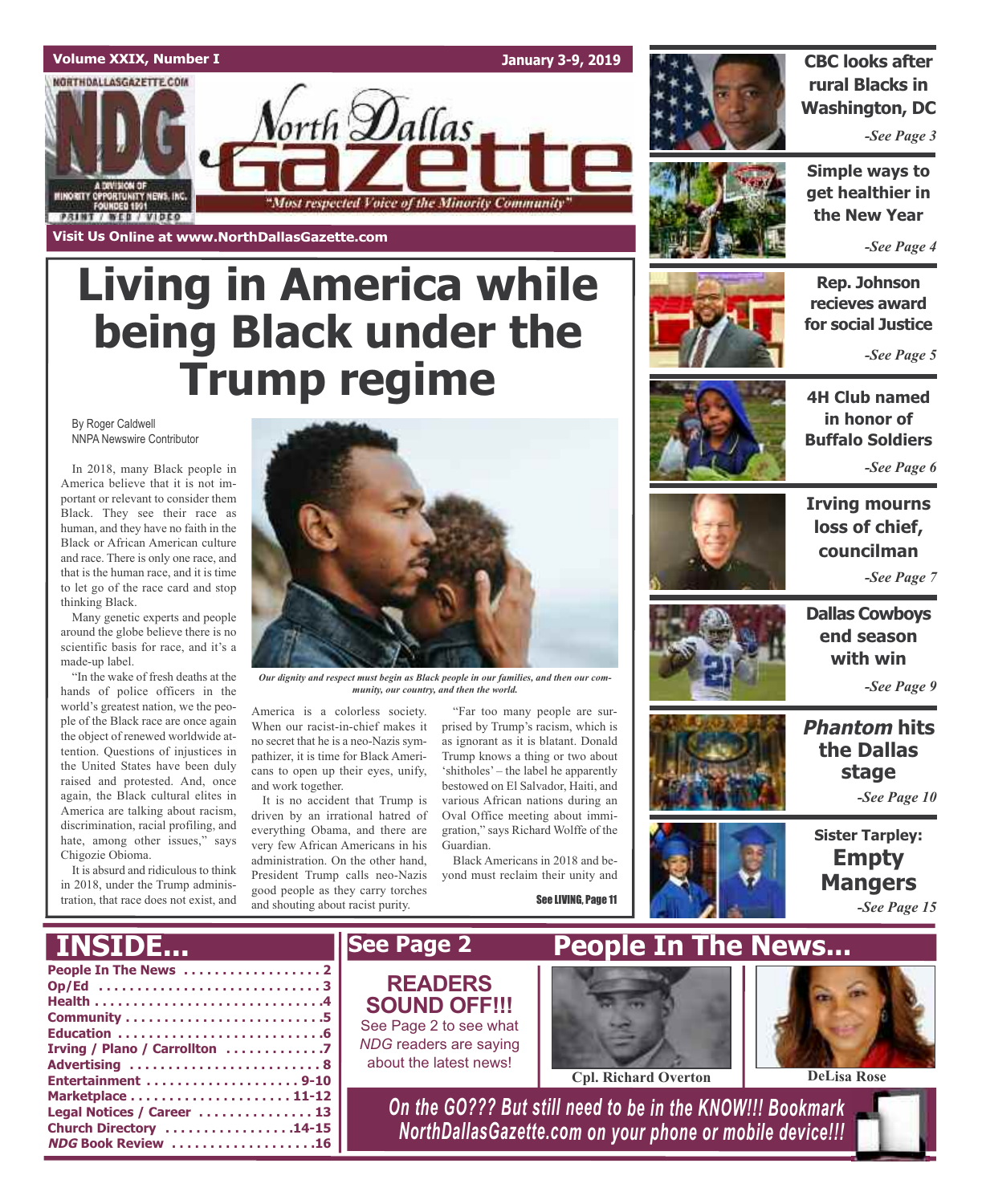Volume XXIX, Number I

January 3-9, 2019

# North Dallas Gazette

"Most respected Voice of the Minority Community"

Visit Us Online at www.NorthDallasGazette.com

# Living in America while being Black under the Trump regime

By Roger Caldwell
NNPA Newswire Contributor

In 2018, many Black people in America believe that it is not important or relevant to consider them Black. They see their race as human, and they have no faith in the Black or African American culture and race. There is only one race, and that is the human race, and it is time to let go of the race card and stop thinking Black.

Many genetic experts and people around the globe believe there is no scientific basis for race, and it's a made-up label.

"In the wake of fresh deaths at the hands of police officers in the world's greatest nation, we the people of the Black race are once again the object of renewed worldwide attention. Questions of injustices in the United States have been duly raised and protested. And, once again, the Black cultural elites in America are talking about racism, discrimination, racial profiling, and hate, among other issues," says Chigozie Obioma.

It is absurd and ridiculous to think in 2018, under the Trump administration, that race does not exist, and America is a colorless society. When our racist-in-chief makes it no secret that he is a neo-Nazis sympathizer, it is time for Black Americans to open up their eyes, unify, and work together.

It is no accident that Trump is driven by an irrational hatred of everything Obama, and there are very few African Americans in his administration. On the other hand, President Trump calls neo-Nazis good people as they carry torches and shouting about racist purity.

"Far too many people are surprised by Trump's racism, which is as ignorant as it is blatant. Donald Trump knows a thing or two about 'shitholes' – the label he apparently bestowed on El Salvador, Haiti, and various African nations during an Oval Office meeting about immigration," says Richard Wolffe of the Guardian.

Black Americans in 2018 and beyond must reclaim their unity and

See LIVING, Page 11

*Our dignity and respect must begin as Black people in our families, and then our community, our country, and then the world.*

**CBC looks after rural Blacks in Washington, DC** -See Page 3

**Simple ways to get healthier in the New Year** -See Page 4

**Rep. Johnson recieves award for social Justice** -See Page 5

**4H Club named in honor of Buffalo Soldiers** -See Page 6

**Irving mourns loss of chief, councilman** -See Page 7

**Dallas Cowboys end season with win** -See Page 9

***Phantom* hits the Dallas stage** -See Page 10

**Sister Tarpley: Empty Mangers** -See Page 15

## INSIDE...

- People In The News . . . . . 2
- Op/Ed . . . . . 3
- Health . . . . . 4
- Community . . . . . 5
- Education . . . . . 6
- Irving / Plano / Carrollton . . . . . 7
- Advertising . . . . . 8
- Entertainment . . . . . 9-10
- Marketplace . . . . . 11-12
- Legal Notices / Career . . . . . 13
- Church Directory . . . . . 14-15
- *NDG* Book Review . . . . . 16

## See Page 2

**READERS SOUND OFF!!!**

See Page 2 to see what *NDG* readers are saying about the latest news!

## People In The News...

Cpl. Richard Overton

DeLisa Rose

*On the GO??? But still need to be in the KNOW!!! Bookmark NorthDallasGazette.com on your phone or mobile device!!!*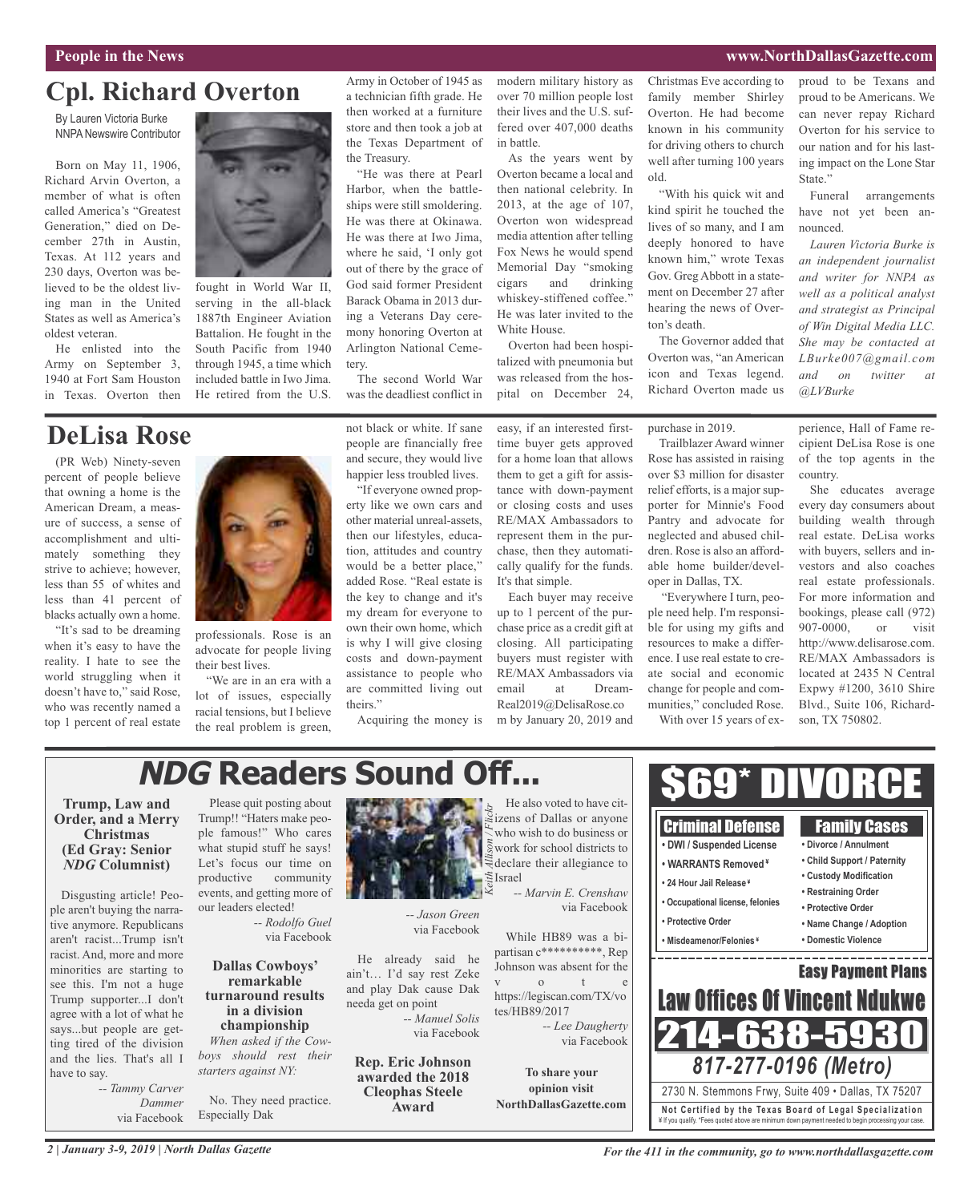# Cpl. Richard Overton

By Lauren Victoria Burke
NNPA Newswire Contributor

Born on May 11, 1906, Richard Arvin Overton, a member of what is often called America's "Greatest Generation," died on December 27th in Austin, Texas. At 112 years and 230 days, Overton was believed to be the oldest living man in the United States as well as America's oldest veteran.

He enlisted into the Army on September 3, 1940 at Fort Sam Houston in Texas. Overton then fought in World War II, serving in the all-black 1887th Engineer Aviation Battalion. He fought in the South Pacific from 1940 through 1945, a time which included battle in Iwo Jima. He retired from the U.S. Army in October of 1945 as a technician fifth grade. He then worked at a furniture store and then took a job at the Texas Department of the Treasury.

"He was there at Pearl Harbor, when the battleships were still smoldering. He was there at Okinawa. He was there at Iwo Jima, where he said, 'I only got out of there by the grace of God said former President Barack Obama in 2013 during a Veterans Day ceremony honoring Overton at Arlington National Cemetery.

The second World War was the deadliest conflict in modern military history as over 70 million people lost their lives and the U.S. suffered over 407,000 deaths in battle.

As the years went by Overton became a local and then national celebrity. In 2013, at the age of 107, Overton won widespread media attention after telling Fox News he would spend Memorial Day "smoking cigars and drinking whiskey-stiffened coffee." He was later invited to the White House.

Overton had been hospitalized with pneumonia but was released from the hospital on December 24, Christmas Eve according to family member Shirley Overton. He had become known in his community for driving others to church well after turning 100 years old.

"With his quick wit and kind spirit he touched the lives of so many, and I am deeply honored to have known him," wrote Texas Gov. Greg Abbott in a statement on December 27 after hearing the news of Overton's death.

The Governor added that Overton was, "an American icon and Texas legend. Richard Overton made us proud to be Texans and proud to be Americans. We can never repay Richard Overton for his service to our nation and for his lasting impact on the Lone Star State."

Funeral arrangements have not yet been announced.

*Lauren Victoria Burke is an independent journalist and writer for NNPA as well as a political analyst and strategist as Principal of Win Digital Media LLC. She may be contacted at LBurke007@gmail.com and on twitter at @LVBurke*

# DeLisa Rose

(PR Web) Ninety-seven percent of people believe that owning a home is the American Dream, a measure of success, a sense of accomplishment and ultimately something they strive to achieve; however, less than 55 of whites and less than 41 percent of blacks actually own a home.

"It's sad to be dreaming when it's easy to have the reality. I hate to see the world struggling when it doesn't have to," said Rose, who was recently named a top 1 percent of real estate professionals. Rose is an advocate for people living their best lives.

"We are in an era with a lot of issues, especially racial tensions, but I believe the real problem is green, not black or white. If sane people are financially free and secure, they would live happier less troubled lives.

"If everyone owned property like we own cars and other material unreal-assets, then our lifestyles, education, attitudes and country would be a better place," added Rose. "Real estate is the key to change and it's my dream for everyone to own their own home, which is why I will give closing costs and down-payment assistance to people who are committed living out theirs."

Acquiring the money is easy, if an interested first-time buyer gets approved for a home loan that allows them to get a gift for assistance with down-payment or closing costs and uses RE/MAX Ambassadors to represent them in the purchase, then they automatically qualify for the funds. It's that simple.

Each buyer may receive up to 1 percent of the purchase price as a credit gift at closing. All participating buyers must register with RE/MAX Ambassadors via email at DreamReal2019@DelisaRose.com by January 20, 2019 and purchase in 2019.

Trailblazer Award winner Rose has assisted in raising over $3 million for disaster relief efforts, is a major supporter for Minnie's Food Pantry and advocate for neglected and abused children. Rose is also an affordable home builder/developer in Dallas, TX.

"Everywhere I turn, people need help. I'm responsible for using my gifts and resources to make a difference. I use real estate to create social and economic change for people and communities," concluded Rose.

With over 15 years of experience, Hall of Fame recipient DeLisa Rose is one of the top agents in the country.

She educates average every day consumers about building wealth through real estate. DeLisa works with buyers, sellers and investors and also coaches real estate professionals. For more information and bookings, please call (972) 907-0000, or visit http://www.delisarose.com. RE/MAX Ambassadors is located at 2435 N Central Expwy #1200, 3610 Shire Blvd., Suite 106, Richardson, TX 750802.

# *NDG* Readers Sound Off...

**Trump, Law and Order, and a Merry Christmas (Ed Gray: Senior *NDG* Columnist)**

Disgusting article! People aren't buying the narrative anymore. Republicans aren't racist...Trump isn't racist. And, more and more minorities are starting to see this. I'm not a huge Trump supporter...I don't agree with a lot of what he says...but people are getting tired of the division and the lies. That's all I have to say.

*-- Tammy Carver Dammer* via Facebook

Please quit posting about Trump!! "Haters make people famous!" Who cares what stupid stuff he says! Let's focus our time on productive community events, and getting more of our leaders elected!

*-- Rodolfo Guel* via Facebook

**Dallas Cowboys' remarkable turnaround results in a division championship**

*When asked if the Cowboys should rest their starters against NY:*

No. They need practice. Especially Dak

*Keith Allison / Flickr*

*-- Jason Green* via Facebook

He already said he ain't… I'd say rest Zeke and play Dak cause Dak needa get on point

*-- Manuel Solis* via Facebook

**Rep. Eric Johnson awarded the 2018 Cleophas Steele Award**

He also voted to have citizens of Dallas or anyone who wish to do business or work for school districts to declare their allegiance to Israel

*-- Marvin E. Crenshaw* via Facebook

While HB89 was a bipartisan c**********, Rep Johnson was absent for the vote https://legiscan.com/TX/votes/HB89/2017

*-- Lee Daugherty* via Facebook

**To share your opinion visit NorthDallasGazette.com**

# $69* DIVORCE

**Criminal Defense**
- DWI / Suspended License
- WARRANTS Removed¥
- 24 Hour Jail Release¥
- Occupational license, felonies
- Protective Order
- Misdeamenor/Felonies¥

**Family Cases**
- Divorce / Annulment
- Child Support / Paternity
- Custody Modification
- Restraining Order
- Protective Order
- Name Change / Adoption
- Domestic Violence

**Easy Payment Plans**

**Law Offices Of Vincent Ndukwe**

**214-638-5930**

***817-277-0196 (Metro)***

2730 N. Stemmons Frwy, Suite 409 • Dallas, TX 75207

**Not Certified by the Texas Board of Legal Specialization**
¥ If you qualify. *Fees quoted above are minimum down payment needed to begin processing your case.

*For the 411 in the community, go to www.northdallasgazette.com*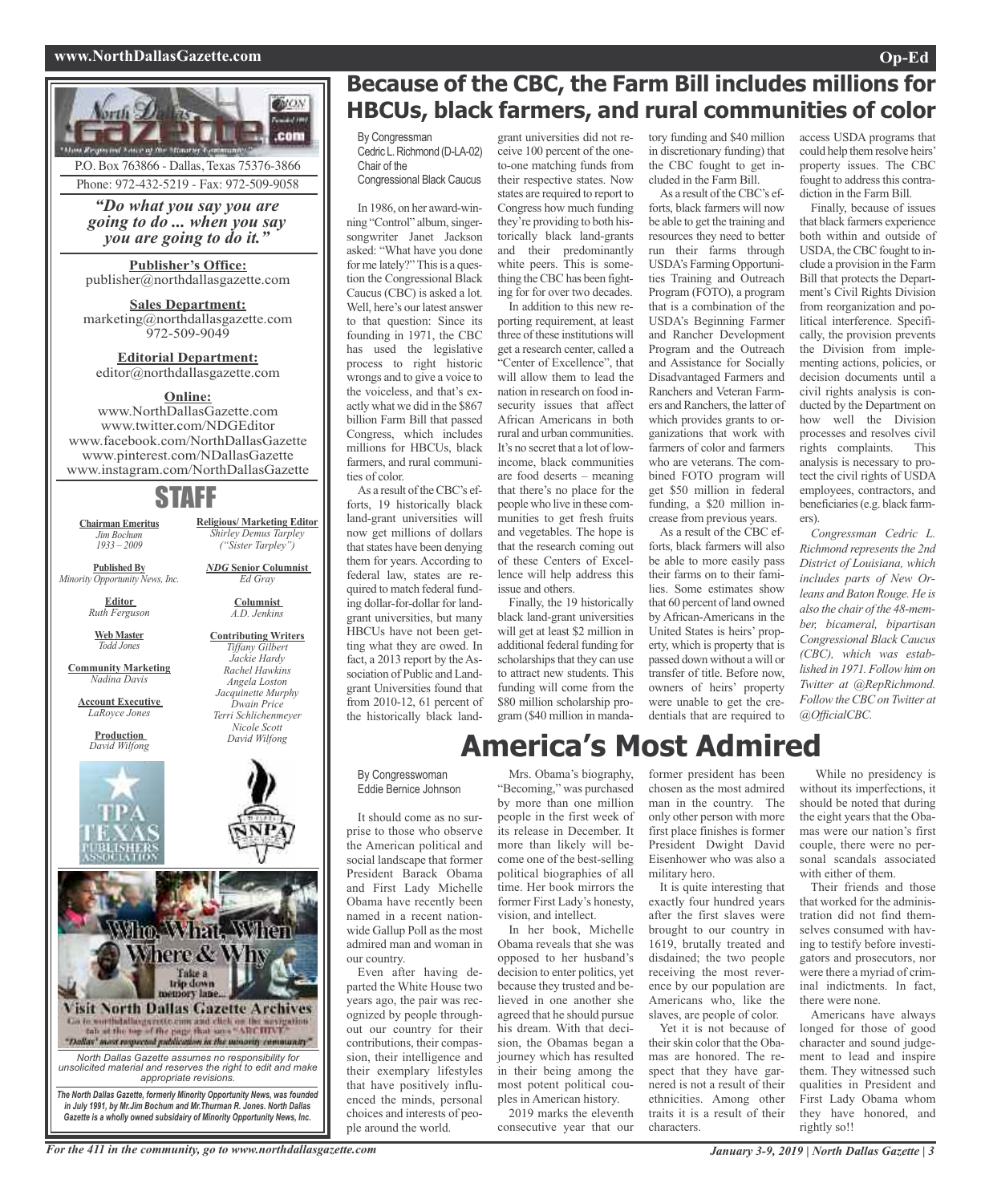P.O. Box 763866 - Dallas, Texas 75376-3866
Phone: 972-432-5219 - Fax: 972-509-9058

*"Do what you say you are going to do ... when you say you are going to do it."*

**Publisher's Office:**
publisher@northdallasgazette.com

**Sales Department:**
marketing@northdallasgazette.com
972-509-9049

**Editorial Department:**
editor@northdallasgazette.com

**Online:**
www.NorthDallasGazette.com
www.twitter.com/NDGEditor
www.facebook.com/NorthDallasGazette
www.pinterest.com/NDallasGazette
www.instagram.com/NorthDallasGazette

## STAFF

**Chairman Emeritus**
*Jim Bochum*
*1933 – 2009*

**Published By**
*Minority Opportunity News, Inc.*

**Editor**
*Ruth Ferguson*

**Web Master**
*Todd Jones*

**Community Marketing**
*Nadina Davis*

**Account Executive**
*LaRoyce Jones*

**Production**
*David Wilfong*

**Religious/ Marketing Editor**
*Shirley Demus Tarpley*
*("Sister Tarpley")*

***NDG* Senior Columnist**
*Ed Gray*

**Columnist**
*A.D. Jenkins*

**Contributing Writers**
*Tiffany Gilbert*
*Jackie Hardy*
*Rachel Hawkins*
*Angela Loston*
*Jacquinette Murphy*
*Dwain Price*
*Terri Schlichenmeyer*
*Nicole Scott*
*David Wilfong*

Who, What, When, Where & Why
Take a trip down memory lane...
Visit North Dallas Gazette Archives
Go to northdallasgazette.com and click on the navigation tab at the top of the page that says "ARCHIVE"
"Dallas' most respected publication in the minority community"

*North Dallas Gazette assumes no responsibility for unsolicited material and reserves the right to edit and make appropriate revisions.*

***The North Dallas Gazette, formerly Minority Opportunity News, was founded in July 1991, by Mr.Jim Bochum and Mr.Thurman R. Jones. North Dallas Gazette is a wholly owned subsidairy of Minority Opportunity News, Inc.***

# Because of the CBC, the Farm Bill includes millions for HBCUs, black farmers, and rural communities of color

By Congressman Cedric L. Richmond (D-LA-02)
Chair of the Congressional Black Caucus

In 1986, on her award-winning "Control" album, singer-songwriter Janet Jackson asked: "What have you done for me lately?" This is a question the Congressional Black Caucus (CBC) is asked a lot. Well, here's our latest answer to that question: Since its founding in 1971, the CBC has used the legislative process to right historic wrongs and to give a voice to the voiceless, and that's exactly what we did in the $867 billion Farm Bill that passed Congress, which includes millions for HBCUs, black farmers, and rural communities of color.

As a result of the CBC's efforts, 19 historically black land-grant universities will now get millions of dollars that states have been denying them for years. According to federal law, states are required to match federal funding dollar-for-dollar for land-grant universities, but many HBCUs have not been getting what they are owed. In fact, a 2013 report by the Association of Public and Land-grant Universities found that from 2010-12, 61 percent of the historically black land-grant universities did not receive 100 percent of the one-to-one matching funds from their respective states. Now states are required to report to Congress how much funding they're providing to both historically black land-grants and their predominantly white peers. This is something the CBC has been fighting for for over two decades.

In addition to this new reporting requirement, at least three of these institutions will get a research center, called a "Center of Excellence", that will allow them to lead the nation in research on food insecurity issues that affect African Americans in both rural and urban communities. It's no secret that a lot of low-income, black communities are food deserts – meaning that there's no place for the people who live in these communities to get fresh fruits and vegetables. The hope is that the research coming out of these Centers of Excellence will help address this issue and others.

Finally, the 19 historically black land-grant universities will get at least $2 million in additional federal funding for scholarships that they can use to attract new students. This funding will come from the $80 million scholarship program ($40 million in mandatory funding and $40 million in discretionary funding) that the CBC fought to get included in the Farm Bill.

As a result of the CBC's efforts, black farmers will now be able to get the training and resources they need to better run their farms through USDA's Farming Opportunities Training and Outreach Program (FOTO), a program that is a combination of the USDA's Beginning Farmer and Rancher Development Program and the Outreach and Assistance for Socially Disadvantaged Farmers and Ranchers and Veteran Farmers and Ranchers, the latter of which provides grants to organizations that work with farmers of color and farmers who are veterans. The combined FOTO program will get $50 million in federal funding, a $20 million increase from previous years.

As a result of the CBC efforts, black farmers will also be able to more easily pass their farms on to their families. Some estimates show that 60 percent of land owned by African-Americans in the United States is heirs' property, which is property that is passed down without a will or transfer of title. Before now, owners of heirs' property were unable to get the credentials that are required to access USDA programs that could help them resolve heirs' property issues. The CBC fought to address this contradiction in the Farm Bill.

Finally, because of issues that black farmers experience both within and outside of USDA, the CBC fought to include a provision in the Farm Bill that protects the Department's Civil Rights Division from reorganization and political interference. Specifically, the provision prevents the Division from implementing actions, policies, or decision documents until a civil rights analysis is conducted by the Department on how well the Division processes and resolves civil rights complaints. This analysis is necessary to protect the civil rights of USDA employees, contractors, and beneficiaries (e.g. black farmers).

*Congressman Cedric L. Richmond represents the 2nd District of Louisiana, which includes parts of New Orleans and Baton Rouge. He is also the chair of the 48-member, bicameral, bipartisan Congressional Black Caucus (CBC), which was established in 1971. Follow him on Twitter at @RepRichmond. Follow the CBC on Twitter at @OfficialCBC.*

# America's Most Admired

By Congresswoman Eddie Bernice Johnson

It should come as no surprise to those who observe the American political and social landscape that former President Barack Obama and First Lady Michelle Obama have recently been named in a recent nationwide Gallup Poll as the most admired man and woman in our country.

Even after having departed the White House two years ago, the pair was recognized by people throughout our country for their contributions, their compassion, their intelligence and their exemplary lifestyles that have positively influenced the minds, personal choices and interests of people around the world.

Mrs. Obama's biography, "Becoming," was purchased by more than one million people in the first week of its release in December. It more than likely will become one of the best-selling political biographies of all time. Her book mirrors the former First Lady's honesty, vision, and intellect.

In her book, Michelle Obama reveals that she was opposed to her husband's decision to enter politics, yet because they trusted and believed in one another she agreed that he should pursue his dream. With that decision, the Obamas began a journey which has resulted in their being among the most potent political couples in American history.

2019 marks the eleventh consecutive year that our former president has been chosen as the most admired man in the country. The only other person with more first place finishes is former President Dwight David Eisenhower who was also a military hero.

It is quite interesting that exactly four hundred years after the first slaves were brought to our country in 1619, brutally treated and disdained; the two people receiving the most reverence by our population are Americans who, like the slaves, are people of color.

Yet it is not because of their skin color that the Obamas are honored. The respect that they have garnered is not a result of their ethnicities. Among other traits it is a result of their characters.

While no presidency is without its imperfections, it should be noted that during the eight years that the Obamas were our nation's first couple, there were no personal scandals associated with either of them.

Their friends and those that worked for the administration did not find themselves consumed with having to testify before investigators and prosecutors, nor were there a myriad of criminal indictments. In fact, there were none.

Americans have always longed for those of good character and sound judgement to lead and inspire them. They witnessed such qualities in President and First Lady Obama whom they have honored, and rightly so!!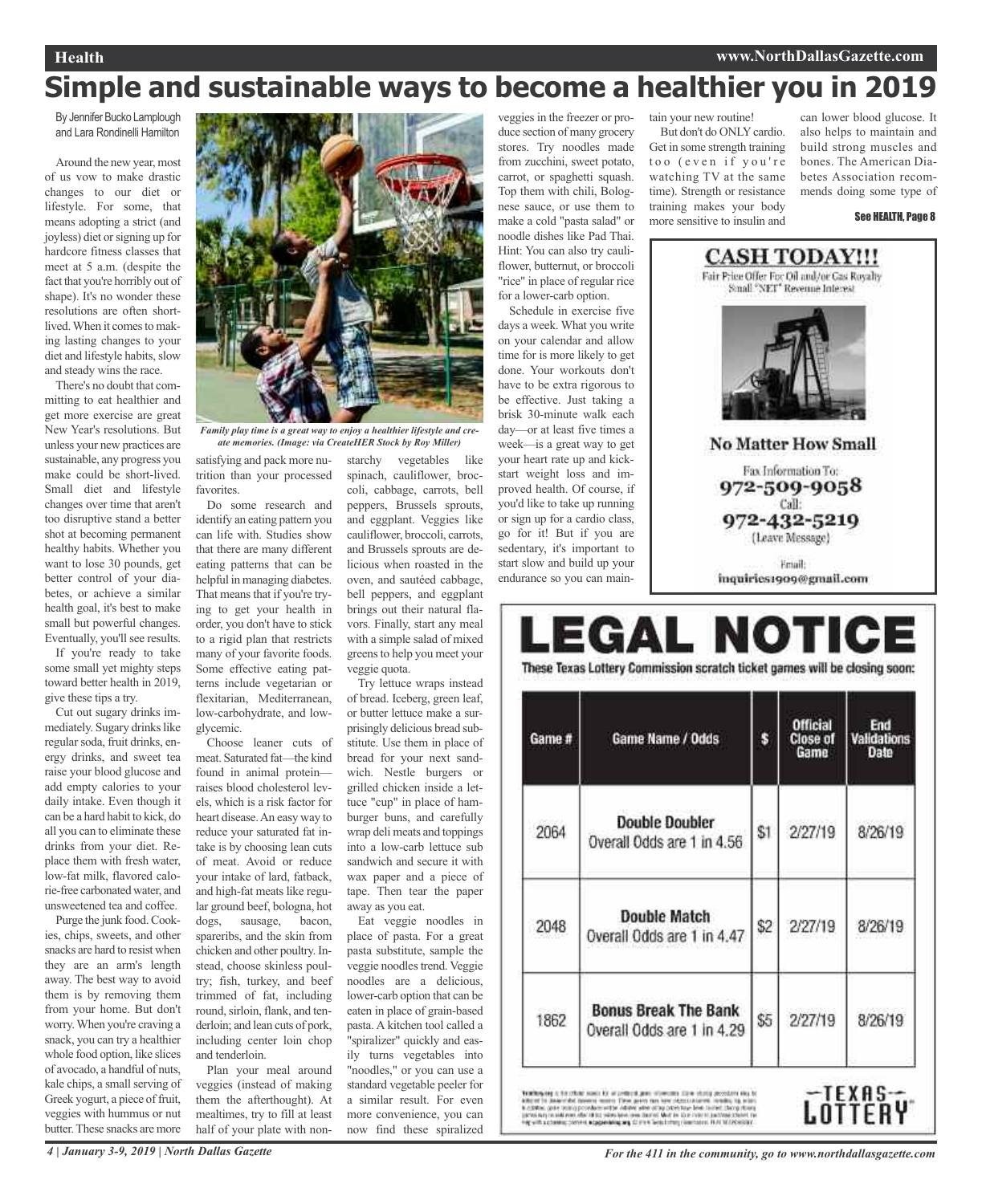# Simple and sustainable ways to become a healthier you in 2019

By Jennifer Bucko Lamplough and Lara Rondinelli Hamilton

Around the new year, most of us vow to make drastic changes to our diet or lifestyle. For some, that means adopting a strict (and joyless) diet or signing up for hardcore fitness classes that meet at 5 a.m. (despite the fact that you're horribly out of shape). It's no wonder these resolutions are often short-lived. When it comes to making lasting changes to your diet and lifestyle habits, slow and steady wins the race.

There's no doubt that committing to eat healthier and get more exercise are great New Year's resolutions. But unless your new practices are sustainable, any progress you make could be short-lived. Small diet and lifestyle changes over time that aren't too disruptive stand a better shot at becoming permanent healthy habits. Whether you want to lose 30 pounds, get better control of your diabetes, or achieve a similar health goal, it's best to make small but powerful changes. Eventually, you'll see results.

If you're ready to take some small yet mighty steps toward better health in 2019, give these tips a try.

Cut out sugary drinks immediately. Sugary drinks like regular soda, fruit drinks, energy drinks, and sweet tea raise your blood glucose and add empty calories to your daily intake. Even though it can be a hard habit to kick, do all you can to eliminate these drinks from your diet. Replace them with fresh water, low-fat milk, flavored calorie-free carbonated water, and unsweetened tea and coffee.

Purge the junk food. Cookies, chips, sweets, and other snacks are hard to resist when they are an arm's length away. The best way to avoid them is by removing them from your home. But don't worry. When you're craving a snack, you can try a healthier whole food option, like slices of avocado, a handful of nuts, kale chips, a small serving of Greek yogurt, a piece of fruit, veggies with hummus or nut butter. These snacks are more satisfying and pack more nutrition than your processed favorites.

*Family play time is a great way to enjoy a healthier lifestyle and create memories. (Image: via CreateHER Stock by Roy Miller)*

Do some research and identify an eating pattern you can life with. Studies show that there are many different eating patterns that can be helpful in managing diabetes. That means that if you're trying to get your health in order, you don't have to stick to a rigid plan that restricts many of your favorite foods. Some effective eating patterns include vegetarian or flexitarian, Mediterranean, low-carbohydrate, and low-glycemic.

Choose leaner cuts of meat. Saturated fat—the kind found in animal protein—raises blood cholesterol levels, which is a risk factor for heart disease. An easy way to reduce your saturated fat intake is by choosing lean cuts of meat. Avoid or reduce your intake of lard, fatback, and high-fat meats like regular ground beef, bologna, hot dogs, sausage, bacon, spareribs, and the skin from chicken and other poultry. Instead, choose skinless poultry; fish, turkey, and beef trimmed of fat, including round, sirloin, flank, and tenderloin; and lean cuts of pork, including center loin chop and tenderloin.

Plan your meal around veggies (instead of making them the afterthought). At mealtimes, try to fill at least half of your plate with non-starchy vegetables like spinach, cauliflower, broccoli, cabbage, carrots, bell peppers, Brussels sprouts, and eggplant. Veggies like cauliflower, broccoli, carrots, and Brussels sprouts are delicious when roasted in the oven, and sautéed cabbage, bell peppers, and eggplant brings out their natural flavors. Finally, start any meal with a simple salad of mixed greens to help you meet your veggie quota.

Try lettuce wraps instead of bread. Iceberg, green leaf, or butter lettuce make a surprisingly delicious bread substitute. Use them in place of bread for your next sandwich. Nestle burgers or grilled chicken inside a lettuce "cup" in place of hamburger buns, and carefully wrap deli meats and toppings into a low-carb lettuce sub sandwich and secure it with wax paper and a piece of tape. Then tear the paper away as you eat.

Eat veggie noodles in place of pasta. For a great pasta substitute, sample the veggie noodles trend. Veggie noodles are a delicious, lower-carb option that can be eaten in place of grain-based pasta. A kitchen tool called a "spiralizer" quickly and easily turns vegetables into "noodles," or you can use a standard vegetable peeler for a similar result. For even more convenience, you can now find these spiralized veggies in the freezer or produce section of many grocery stores. Try noodles made from zucchini, sweet potato, carrot, or spaghetti squash. Top them with chili, Bolognese sauce, or use them to make a cold "pasta salad" or noodle dishes like Pad Thai. Hint: You can also try cauliflower, butternut, or broccoli "rice" in place of regular rice for a lower-carb option.

Schedule in exercise five days a week. What you write on your calendar and allow time for is more likely to get done. Your workouts don't have to be extra rigorous to be effective. Just taking a brisk 30-minute walk each day—or at least five times a week—is a great way to get your heart rate up and kick-start weight loss and improved health. Of course, if you'd like to take up running or sign up for a cardio class, go for it! But if you are sedentary, it's important to start slow and build up your endurance so you can maintain your new routine!

But don't do ONLY cardio. Get in some strength training too (even if you're watching TV at the same time). Strength or resistance training makes your body more sensitive to insulin and can lower blood glucose. It also helps to maintain and build strong muscles and bones. The American Diabetes Association recommends doing some type of

**See HEALTH, Page 8**

---

**CASH TODAY!!!**

Fair Price Offer For Oil and/or Gas Royalty
Small "NET" Revenue Interest

**No Matter How Small**

Fax Information To:
**972-509-9058**
Call:
**972-432-5219**
(Leave Message)

Email:
inquiries1909@gmail.com

---

# LEGAL NOTICE

**These Texas Lottery Commission scratch ticket games will be closing soon:**

| Game # | Game Name / Odds | $ | Official Close of Game | End Validations Date |
|---|---|---|---|---|
| 2064 | **Double Doubler** Overall Odds are 1 in 4.56 | $1 | 2/27/19 | 8/26/19 |
| 2048 | **Double Match** Overall Odds are 1 in 4.47 | $2 | 2/27/19 | 8/26/19 |
| 1862 | **Bonus Break The Bank** Overall Odds are 1 in 4.29 | $5 | 2/27/19 | 8/26/19 |

TEXAS LOTTERY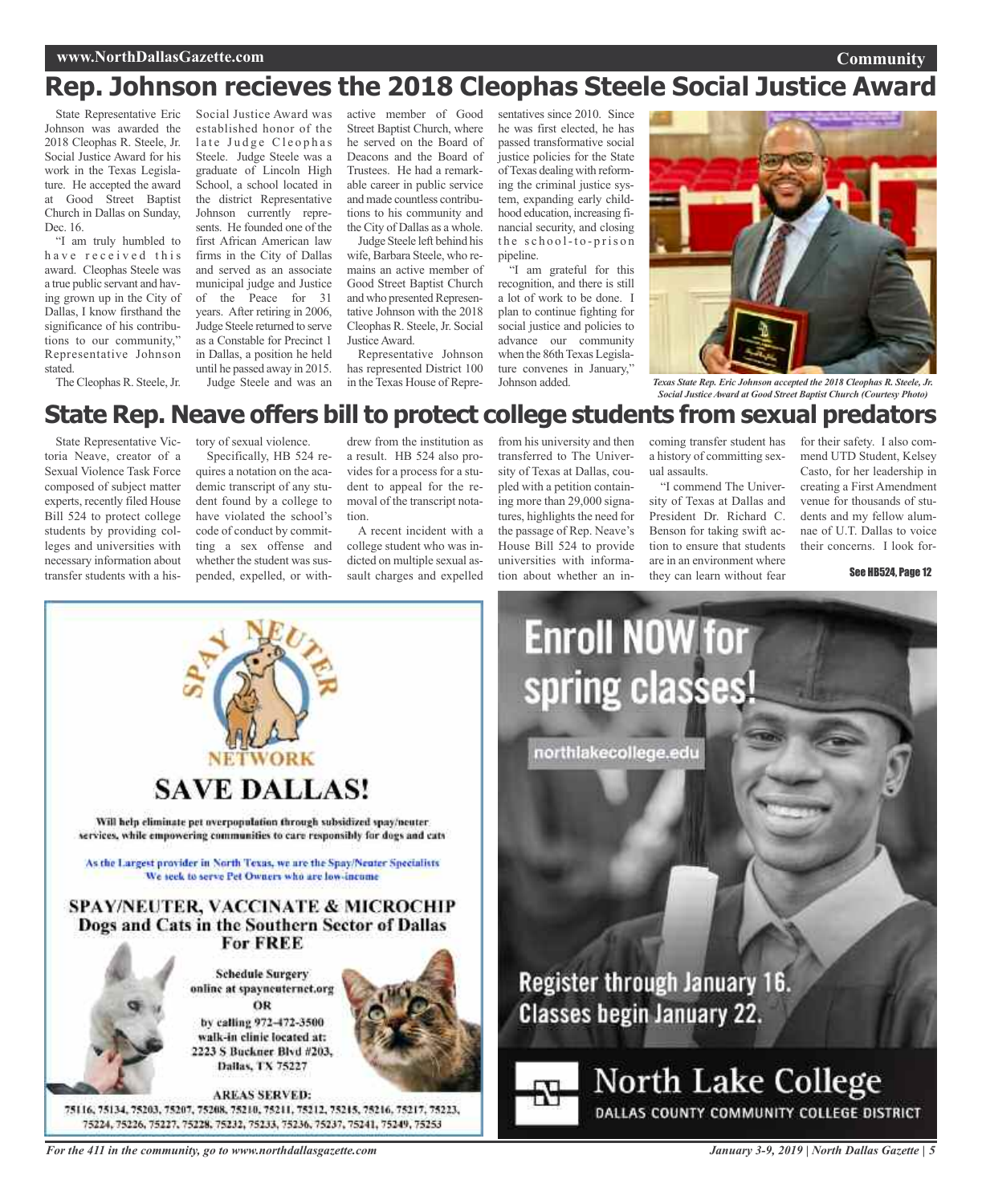# Rep. Johnson recieves the 2018 Cleophas Steele Social Justice Award

State Representative Eric Johnson was awarded the 2018 Cleophas R. Steele, Jr. Social Justice Award for his work in the Texas Legislature. He accepted the award at Good Street Baptist Church in Dallas on Sunday, Dec. 16.

"I am truly humbled to have received this award. Cleophas Steele was a true public servant and having grown up in the City of Dallas, I know firsthand the significance of his contributions to our community," Representative Johnson stated.

The Cleophas R. Steele, Jr. Social Justice Award was established honor of the late Judge Cleophas Steele. Judge Steele was a graduate of Lincoln High School, a school located in the district Representative Johnson currently represents. He founded one of the first African American law firms in the City of Dallas and served as an associate municipal judge and Justice of the Peace for 31 years. After retiring in 2006, Judge Steele returned to serve as a Constable for Precinct 1 in Dallas, a position he held until he passed away in 2015.

Judge Steele and was an active member of Good Street Baptist Church, where he served on the Board of Deacons and the Board of Trustees. He had a remarkable career in public service and made countless contributions to his community and the City of Dallas as a whole.

Judge Steele left behind his wife, Barbara Steele, who remains an active member of Good Street Baptist Church and who presented Representative Johnson with the 2018 Cleophas R. Steele, Jr. Social Justice Award.

Representative Johnson has represented District 100 in the Texas House of Representatives since 2010. Since he was first elected, he has passed transformative social justice policies for the State of Texas dealing with reforming the criminal justice system, expanding early childhood education, increasing financial security, and closing the school-to-prison pipeline.

"I am grateful for this recognition, and there is still a lot of work to be done. I plan to continue fighting for social justice and policies to advance our community when the 86th Texas Legislature convenes in January," Johnson added.

*Texas State Rep. Eric Johnson accepted the 2018 Cleophas R. Steele, Jr. Social Justice Award at Good Street Baptist Church (Courtesy Photo)*

# State Rep. Neave offers bill to protect college students from sexual predators

State Representative Victoria Neave, creator of a Sexual Violence Task Force composed of subject matter experts, recently filed House Bill 524 to protect college students by providing colleges and universities with necessary information about transfer students with a history of sexual violence.

Specifically, HB 524 requires a notation on the academic transcript of any student found by a college to have violated the school's code of conduct by committing a sex offense and whether the student was suspended, expelled, or withdrew from the institution as a result. HB 524 also provides for a process for a student to appeal for the removal of the transcript notation.

A recent incident with a college student who was indicted on multiple sexual assault charges and expelled from his university and then transferred to The University of Texas at Dallas, coupled with a petition containing more than 29,000 signatures, highlights the need for the passage of Rep. Neave's House Bill 524 to provide universities with information about whether an incoming transfer student has a history of committing sexual assaults.

"I commend The University of Texas at Dallas and President Dr. Richard C. Benson for taking swift action to ensure that students are in an environment where they can learn without fear for their safety. I also commend UTD Student, Kelsey Casto, for her leadership in creating a First Amendment venue for thousands of students and my fellow alumnae of U.T. Dallas to voice their concerns. I look for-

**See HB524, Page 12**

## SPAY NEUTER NETWORK

## SAVE DALLAS!

Will help eliminate pet overpopulation through subsidized spay/neuter services, while empowering communities to care responsibly for dogs and cats

As the Largest provider in North Texas, we are the Spay/Neuter Specialists
We seek to serve Pet Owners who are low-income

### SPAY/NEUTER, VACCINATE & MICROCHIP Dogs and Cats in the Southern Sector of Dallas For FREE

Schedule Surgery online at spayneuternet.org
OR
by calling 972-472-3500
walk-in clinic located at:
2223 S Buckner Blvd #203,
Dallas, TX 75227

**AREAS SERVED:**
75116, 75134, 75203, 75207, 75208, 75210, 75211, 75212, 75215, 75216, 75217, 75223, 75224, 75226, 75227, 75228, 75232, 75233, 75236, 75237, 75241, 75249, 75253

## Enroll NOW for spring classes!

northlakecollege.edu

**Register through January 16. Classes begin January 22.**

North Lake College
DALLAS COUNTY COMMUNITY COLLEGE DISTRICT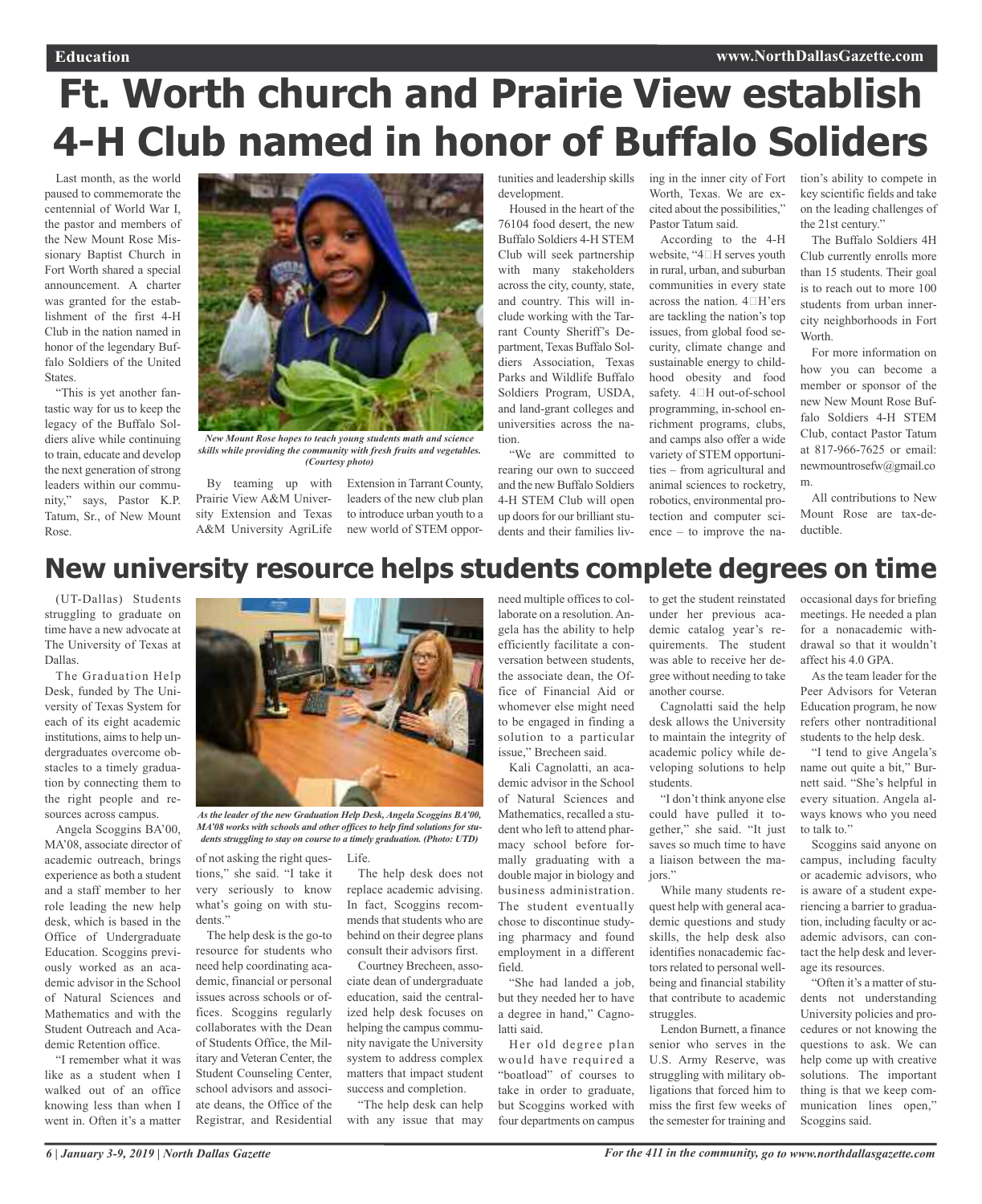# Ft. Worth church and Prairie View establish 4-H Club named in honor of Buffalo Soliders

Last month, as the world paused to commemorate the centennial of World War I, the pastor and members of the New Mount Rose Missionary Baptist Church in Fort Worth shared a special announcement. A charter was granted for the establishment of the first 4-H Club in the nation named in honor of the legendary Buffalo Soldiers of the United States.

"This is yet another fantastic way for us to keep the legacy of the Buffalo Soldiers alive while continuing to train, educate and develop the next generation of strong leaders within our community," says, Pastor K.P. Tatum, Sr., of New Mount Rose.

*New Mount Rose hopes to teach young students math and science skills while providing the community with fresh fruits and vegetables. (Courtesy photo)*

By teaming up with Prairie View A&M University Extension and Texas A&M University AgriLife Extension in Tarrant County, leaders of the new club plan to introduce urban youth to a new world of STEM opportunities and leadership skills development.

Housed in the heart of the 76104 food desert, the new Buffalo Soldiers 4-H STEM Club will seek partnership with many stakeholders across the city, county, state, and country. This will include working with the Tarrant County Sheriff's Department, Texas Buffalo Soldiers Association, Texas Parks and Wildlife Buffalo Soldiers Program, USDA, and land-grant colleges and universities across the nation.

"We are committed to rearing our own to succeed and the new Buffalo Soldiers 4-H STEM Club will open up doors for our brilliant students and their families living in the inner city of Fort Worth, Texas. We are excited about the possibilities," Pastor Tatum said.

According to the 4-H website, "4-H serves youth in rural, urban, and suburban communities in every state across the nation. 4-H'ers are tackling the nation's top issues, from global food security, climate change and sustainable energy to childhood obesity and food safety. 4-H out-of-school programming, in-school enrichment programs, clubs, and camps also offer a wide variety of STEM opportunities – from agricultural and animal sciences to rocketry, robotics, environmental protection and computer science – to improve the nation's ability to compete in key scientific fields and take on the leading challenges of the 21st century."

The Buffalo Soldiers 4H Club currently enrolls more than 15 students. Their goal is to reach out to more 100 students from urban inner-city neighborhoods in Fort Worth.

For more information on how you can become a member or sponsor of the new New Mount Rose Buffalo Soldiers 4-H STEM Club, contact Pastor Tatum at 817-966-7625 or email: newmountrosefw@gmail.com.

All contributions to New Mount Rose are tax-deductible.

# New university resource helps students complete degrees on time

(UT-Dallas) Students struggling to graduate on time have a new advocate at The University of Texas at Dallas.

The Graduation Help Desk, funded by The University of Texas System for each of its eight academic institutions, aims to help undergraduates overcome obstacles to a timely graduation by connecting them to the right people and resources across campus.

Angela Scoggins BA'00, MA'08, associate director of academic outreach, brings experience as both a student and a staff member to her role leading the new help desk, which is based in the Office of Undergraduate Education. Scoggins previously worked as an academic advisor in the School of Natural Sciences and Mathematics and with the Student Outreach and Academic Retention office.

"I remember what it was like as a student when I walked out of an office knowing less than when I went in. Often it's a matter of not asking the right questions," she said. "I take it very seriously to know what's going on with students."

*As the leader of the new Graduation Help Desk, Angela Scoggins BA'00, MA'08 works with schools and other offices to help find solutions for students struggling to stay on course to a timely graduation. (Photo: UTD)*

The help desk is the go-to resource for students who need help coordinating academic, financial or personal issues across schools or offices. Scoggins regularly collaborates with the Dean of Students Office, the Military and Veteran Center, the Student Counseling Center, school advisors and associate deans, the Office of the Registrar, and Residential Life.

The help desk does not replace academic advising. In fact, Scoggins recommends that students who are behind on their degree plans consult their advisors first.

Courtney Brecheen, associate dean of undergraduate education, said the centralized help desk focuses on helping the campus community navigate the University system to address complex matters that impact student success and completion.

"The help desk can help with any issue that may need multiple offices to collaborate on a resolution. Angela has the ability to help efficiently facilitate a conversation between students, the associate dean, the Office of Financial Aid or whomever else might need to be engaged in finding a solution to a particular issue," Brecheen said.

Kali Cagnolatti, an academic advisor in the School of Natural Sciences and Mathematics, recalled a student who left to attend pharmacy school before formally graduating with a double major in biology and business administration. The student eventually chose to discontinue studying pharmacy and found employment in a different field.

"She had landed a job, but they needed her to have a degree in hand," Cagnolatti said.

Her old degree plan would have required a "boatload" of courses to take in order to graduate, but Scoggins worked with four departments on campus to get the student reinstated under her previous academic catalog year's requirements. The student was able to receive her degree without needing to take another course.

Cagnolatti said the help desk allows the University to maintain the integrity of academic policy while developing solutions to help students.

"I don't think anyone else could have pulled it together," she said. "It just saves so much time to have a liaison between the majors."

While many students request help with general academic questions and study skills, the help desk also identifies nonacademic factors related to personal well-being and financial stability that contribute to academic struggles.

Lendon Burnett, a finance senior who serves in the U.S. Army Reserve, was struggling with military obligations that forced him to miss the first few weeks of the semester for training and occasional days for briefing meetings. He needed a plan for a nonacademic withdrawal so that it wouldn't affect his 4.0 GPA.

As the team leader for the Peer Advisors for Veteran Education program, he now refers other nontraditional students to the help desk.

"I tend to give Angela's name out quite a bit," Burnett said. "She's helpful in every situation. Angela always knows who you need to talk to."

Scoggins said anyone on campus, including faculty or academic advisors, who is aware of a student experiencing a barrier to graduation, including faculty or academic advisors, can contact the help desk and leverage its resources.

"Often it's a matter of students not understanding University policies and procedures or not knowing the questions to ask. We can help come up with creative solutions. The important thing is that we keep communication lines open," Scoggins said.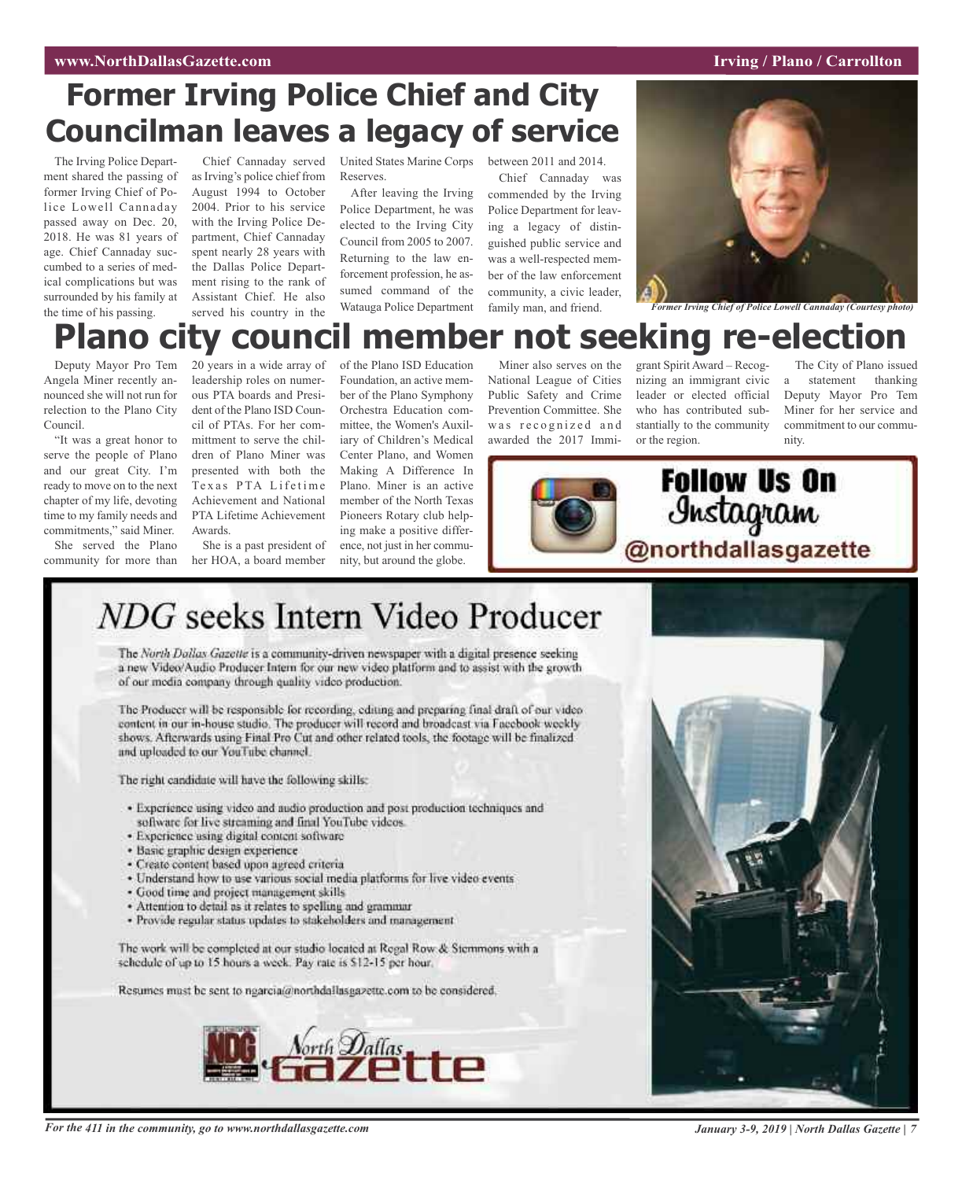# Former Irving Police Chief and City Councilman leaves a legacy of service

The Irving Police Department shared the passing of former Irving Chief of Police Lowell Cannaday passed away on Dec. 20, 2018. He was 81 years of age. Chief Cannaday succumbed to a series of medical complications but was surrounded by his family at the time of his passing.

Chief Cannaday served as Irving's police chief from August 1994 to October 2004. Prior to his service with the Irving Police Department, Chief Cannaday spent nearly 28 years with the Dallas Police Department rising to the rank of Assistant Chief. He also served his country in the United States Marine Corps Reserves.

After leaving the Irving Police Department, he was elected to the Irving City Council from 2005 to 2007. Returning to the law enforcement profession, he assumed command of the Watauga Police Department between 2011 and 2014.

Chief Cannaday was commended by the Irving Police Department for leaving a legacy of distinguished public service and was a well-respected member of the law enforcement community, a civic leader, family man, and friend.

*Former Irving Chief of Police Lowell Cannaday (Courtesy photo)*

# Plano city council member not seeking re-election

Deputy Mayor Pro Tem Angela Miner recently announced she will not run for relection to the Plano City Council.

"It was a great honor to serve the people of Plano and our great City. I'm ready to move on to the next chapter of my life, devoting time to my family needs and commitments," said Miner.

She served the Plano community for more than 20 years in a wide array of leadership roles on numerous PTA boards and President of the Plano ISD Council of PTAs. For her commitment to serve the children of Plano Miner was presented with both the Texas PTA Lifetime Achievement and National PTA Lifetime Achievement Awards.

She is a past president of her HOA, a board member of the Plano ISD Education Foundation, an active member of the Plano Symphony Orchestra Education committee, the Women's Auxiliary of Children's Medical Center Plano, and Women Making A Difference In Plano. Miner is an active member of the North Texas Pioneers Rotary club helping make a positive difference, not just in her community, but around the globe.

Miner also serves on the National League of Cities Public Safety and Crime Prevention Committee. She was recognized and awarded the 2017 Immigrant Spirit Award – Recognizing an immigrant civic leader or elected official who has contributed substantially to the community or the region.

The City of Plano issued a statement thanking Deputy Mayor Pro Tem Miner for her service and commitment to our community.

**Follow Us On Instagram @northdallasgazette**

# NDG seeks Intern Video Producer

The *North Dallas Gazette* is a community-driven newspaper with a digital presence seeking a new Video/Audio Producer Intern for our new video platform and to assist with the growth of our media company through quality video production.

The Producer will be responsible for recording, editing and preparing final draft of our video content in our in-house studio. The producer will record and broadcast via Facebook weekly shows. Afterwards using Final Pro Cut and other related tools, the footage will be finalized and uploaded to our YouTube channel.

The right candidate will have the following skills:

- Experience using video and audio production and post production techniques and software for live streaming and final YouTube videos.
- Experience using digital content software
- Basic graphic design experience
- Create content based upon agreed criteria
- Understand how to use various social media platforms for live video events
- Good time and project management skills
- Attention to detail as it relates to spelling and grammar
- Provide regular status updates to stakeholders and management

The work will be completed at our studio located at Regal Row & Stemmons with a schedule of up to 15 hours a week. Pay rate is $12-15 per hour.

Resumes must be sent to ngarcia@northdallasgazette.com to be considered.

North Dallas Gazette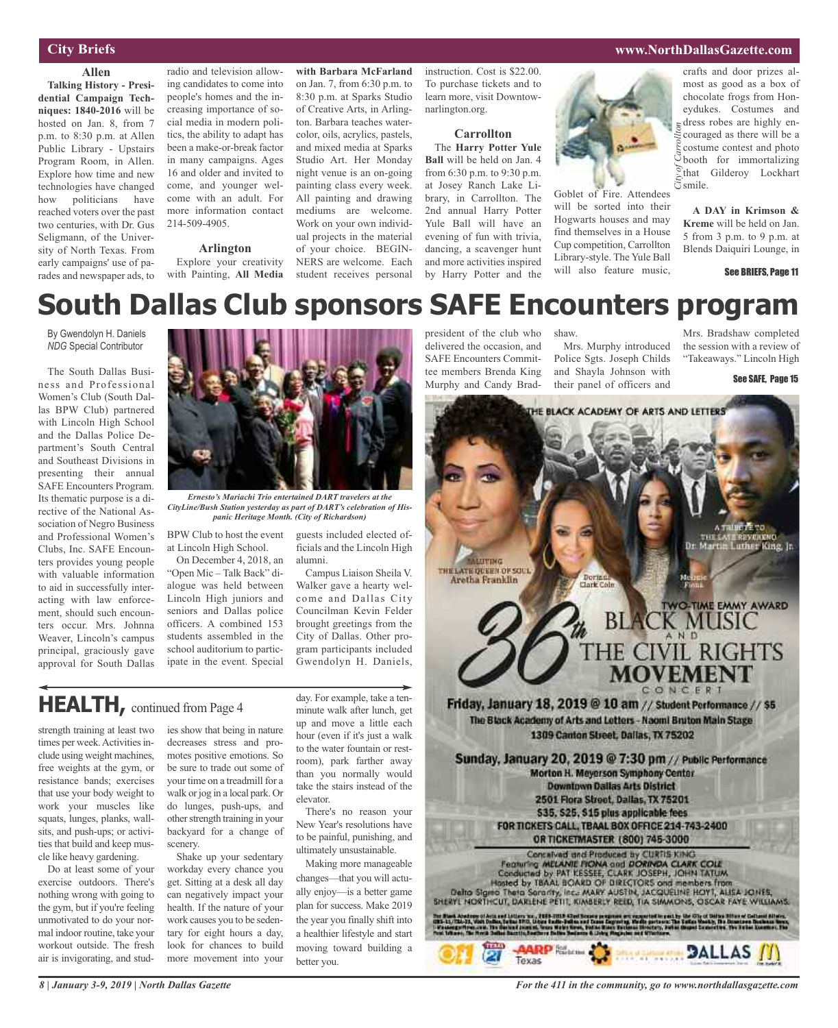## City Briefs

### Allen

**Talking History - Presidential Campaign Techniques: 1840-2016** will be hosted on Jan. 8, from 7 p.m. to 8:30 p.m. at Allen Public Library - Upstairs Program Room, in Allen. Explore how time and new technologies have changed how politicians have reached voters over the past two centuries, with Dr. Gus Seligmann, of the University of North Texas. From early campaigns' use of parades and newspaper ads, to radio and television allowing candidates to come into people's homes and the increasing importance of social media in modern politics, the ability to adapt has been a make-or-break factor in many campaigns. Ages 16 and older and invited to come, and younger welcome with an adult. For more information contact 214-509-4905.

### Arlington

Explore your creativity with Painting, **All Media with Barbara McFarland** on Jan. 7, from 6:30 p.m. to 8:30 p.m. at Sparks Studio of Creative Arts, in Arlington. Barbara teaches watercolor, oils, acrylics, pastels, and mixed media at Sparks Studio Art. Her Monday night venue is an on-going painting class every week. All painting and drawing mediums are welcome. Work on your own individual projects in the material of your choice. BEGINNERS are welcome. Each student receives personal instruction. Cost is $22.00. To purchase tickets and to learn more, visit Downtownarlington.org.

### Carrollton

The **Harry Potter Yule Ball** will be held on Jan. 4 from 6:30 p.m. to 9:30 p.m. at Josey Ranch Lake Library, in Carrollton. The 2nd annual Harry Potter Yule Ball will have an evening of fun with trivia, dancing, a scavenger hunt and more activities inspired by Harry Potter and the Goblet of Fire. Attendees will be sorted into their Hogwarts houses and may find themselves in a House Cup competition, Carrollton Library-style. The Yule Ball will also feature music, crafts and door prizes almost as good as a box of chocolate frogs from Honeydukes. Costumes and dress robes are highly encouraged as there will be a costume contest and photo booth for immortalizing that Gilderoy Lockhart smile.

*City of Carrollton*

**A DAY in Krimson & Kreme** will be held on Jan. 5 from 3 p.m. to 9 p.m. at Blends Daiquiri Lounge, in

See BRIEFS, Page 11

# South Dallas Club sponsors SAFE Encounters program

By Gwendolyn H. Daniels
*NDG* Special Contributor

The South Dallas Business and Professional Women's Club (South Dallas BPW Club) partnered with Lincoln High School and the Dallas Police Department's South Central and Southeast Divisions in presenting their annual SAFE Encounters Program. Its thematic purpose is a directive of the National Association of Negro Business and Professional Women's Clubs, Inc. SAFE Encounters provides young people with valuable information to aid in successfully interacting with law enforcement, should such encounters occur. Mrs. Johnna Weaver, Lincoln's campus principal, graciously gave approval for South Dallas BPW Club to host the event at Lincoln High School.

*Ernesto's Mariachi Trio entertained DART travelers at the CityLine/Bush Station yesterday as part of DART's celebration of Hispanic Heritage Month. (City of Richardson)*

On December 4, 2018, an "Open Mic – Talk Back" dialogue was held between Lincoln High juniors and seniors and Dallas police officers. A combined 153 students assembled in the school auditorium to participate in the event. Special guests included elected officials and the Lincoln High alumni.

Campus Liaison Sheila V. Walker gave a hearty welcome and Dallas City Councilman Kevin Felder brought greetings from the City of Dallas. Other program participants included Gwendolyn H. Daniels, president of the club who delivered the occasion, and SAFE Encounters Committee members Brenda King Murphy and Candy Bradshaw.

Mrs. Murphy introduced Police Sgts. Joseph Childs and Shayla Johnson with their panel of officers and Mrs. Bradshaw completed the session with a review of "Takeaways." Lincoln High

See SAFE, Page 15

## HEALTH, continued from Page 4

strength training at least two times per week. Activities include using weight machines, free weights at the gym, or resistance bands; exercises that use your body weight to work your muscles like squats, lunges, planks, wall-sits, and push-ups; or activities that build and keep muscle like heavy gardening.

Do at least some of your exercise outdoors. There's nothing wrong with going to the gym, but if you're feeling unmotivated to do your normal indoor routine, take your workout outside. The fresh air is invigorating, and studies show that being in nature decreases stress and promotes positive emotions. So be sure to trade out some of your time on a treadmill for a walk or jog in a local park. Or do lunges, push-ups, and other strength training in your backyard for a change of scenery.

Shake up your sedentary workday every chance you get. Sitting at a desk all day can negatively impact your health. If the nature of your work causes you to be sedentary for eight hours a day, look for chances to build more movement into your day. For example, take a ten-minute walk after lunch, get up and move a little each hour (even if it's just a walk to the water fountain or restroom), park farther away than you normally would take the stairs instead of the elevator.

There's no reason your New Year's resolutions have to be painful, punishing, and ultimately unsustainable.

Making more manageable changes—that you will actually enjoy—is a better game plan for success. Make 2019 the year you finally shift into a healthier lifestyle and start moving toward building a better you.

---

THE BLACK ACADEMY OF ARTS AND LETTERS

SALUTING THE LATE QUEEN OF SOUL Aretha Franklin

Dorinda Clark Cole

Melanie Fiona

A TRIBUTE TO THE LATE REVEREND Dr. Martin Luther King, Jr.

TWO-TIME EMMY AWARD

## 36th BLACK MUSIC AND THE CIVIL RIGHTS MOVEMENT CONCERT

**Friday, January 18, 2019 @ 10 am** // Student Performance // $5
The Black Academy of Arts and Letters - Naomi Bruton Main Stage
1309 Canton Street, Dallas, TX 75202

**Sunday, January 20, 2019 @ 7:30 pm** // Public Performance
Morton H. Meyerson Symphony Center
Downtown Dallas Arts District
2501 Flora Street, Dallas, TX 75201
$35, $25, $15 plus applicable fees
FOR TICKETS CALL TBAAL BOX OFFICE 214-743-2400
OR TICKETMASTER (800) 745-3000

Conceived and Produced by CURTIS KING
Featuring MELANIE FIONA and DORINDA CLARK COLE
Conducted by PAT KESSEE, CLARK JOSEPH, JOHN TATUM
Hosted by TBAAL BOARD OF DIRECTORS and members from
Delta Sigma Theta Sorority, Inc.: MARY AUSTIN, JACQUELINE HOYT, ALISA JONES, SHERYL NORTHCUT, DARLENE PETIT, KIMBERLY REED, TIA SIMMONS, OSCAR FAYE WILLIAMS

AARP Texas · DALLAS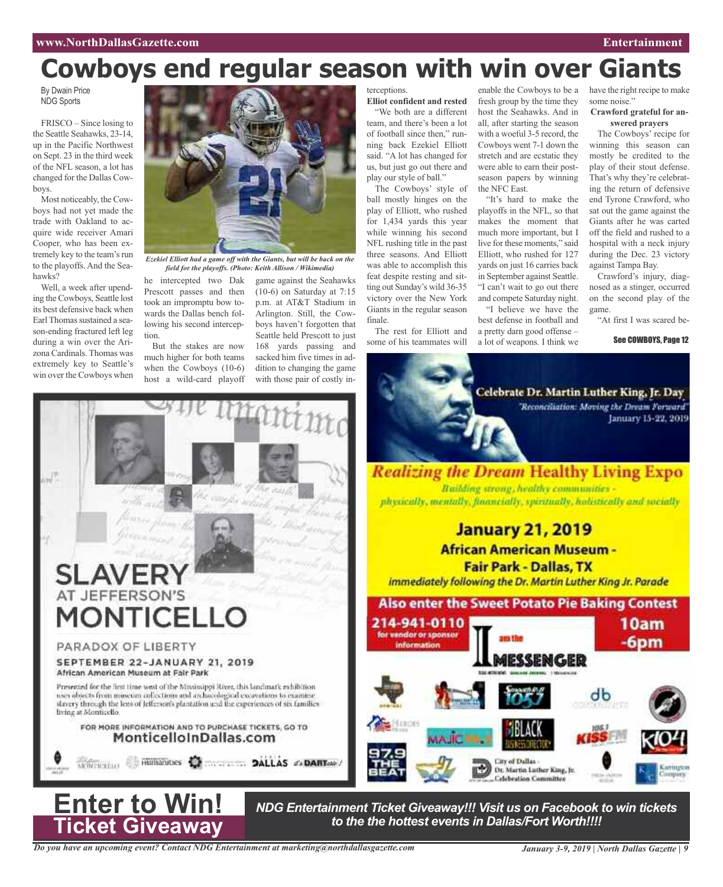# Cowboys end regular season with win over Giants

By Dwain Price
NDG Sports

FRISCO – Since losing to the Seattle Seahawks, 23-14, in the Pacific Northwest on Sept. 23 in the third week of the NFL season, a lot has changed for the Dallas Cowboys.

Most noticeably, the Cowboys had not yet made the trade with Oakland to acquire wide receiver Amari Cooper, who has been extremely key to the team's run to the playoffs. And the Seahawks?

Well, a week after upending the Cowboys, Seattle lost its best defensive back when Earl Thomas sustained a season-ending fractured left leg during a win over the Arizona Cardinals. Thomas was extremely key to Seattle's win over the Cowboys when he intercepted two Dak Prescott passes and then took an impromptu bow towards the Dallas bench following his second interception.

*Ezekiel Elliott had a game off with the Giants, but will be back on the field for the playoffs. (Photo: Keith Allison / Wikimedia)*

But the stakes are now much higher for both teams when the Cowboys (10-6) host a wild-card playoff game against the Seahawks (10-6) on Saturday at 7:15 p.m. at AT&T Stadium in Arlington. Still, the Cowboys haven't forgotten that Seattle held Prescott to just 168 yards passing and sacked him five times in addition to changing the game with those pair of costly interceptions.

**Elliot confident and rested**

"We both are a different team, and there's been a lot of football since then," running back Ezekiel Elliott said. "A lot has changed for us, but just go out there and play our style of ball."

The Cowboys' style of ball mostly hinges on the play of Elliott, who rushed for 1,434 yards this year while winning his second NFL rushing title in the past three seasons. And Elliott was able to accomplish this feat despite resting and sitting out Sunday's wild 36-35 victory over the New York Giants in the regular season finale.

The rest for Elliott and some of his teammates will enable the Cowboys to be a fresh group by the time they host the Seahawks. And in all, after starting the season with a woeful 3-5 record, the Cowboys went 7-1 down the stretch and are ecstatic they were able to earn their postseason papers by winning the NFC East.

"It's hard to make the playoffs in the NFL, so that makes the moment that much more important, but I live for these moments," said Elliott, who rushed for 127 yards on just 16 carries back in September against Seattle. "I can't wait to go out there and compete Saturday night.

"I believe we have the best defense in football and a pretty darn good offense – a lot of weapons. I think we have the right recipe to make some noise."

**Crawford grateful for answered prayers**

The Cowboys' recipe for winning this season can mostly be credited to the play of their stout defense. That's why they're celebrating the return of defensive end Tyrone Crawford, who sat out the game against the Giants after he was carted off the field and rushed to a hospital with a neck injury during the Dec. 23 victory against Tampa Bay.

Crawford's injury, diagnosed as a stinger, occurred on the second play of the game.

"At first I was scared be-

See COWBOYS, Page 12

---

SLAVERY AT JEFFERSON'S MONTICELLO

PARADOX OF LIBERTY

SEPTEMBER 22–JANUARY 21, 2019

African American Museum at Fair Park

Presented for the first time west of the Mississippi River, this landmark exhibition uses objects from museum collections and archaeological excavations to examine slavery through the lens of Jefferson's plantation and the experiences of six families living at Monticello.

FOR MORE INFORMATION AND TO PURCHASE TICKETS, GO TO MonticelloInDallas.com

---

Celebrate Dr. Martin Luther King, Jr. Day
"Reconciliation: Moving the Dream Forward"
January 15-22, 2019

Realizing the Dream Healthy Living Expo

Building strong, healthy communities - physically, mentally, financially, spiritually, holistically and socially

January 21, 2019
African American Museum - Fair Park - Dallas, TX
immediately following the Dr. Martin Luther King Jr. Parade

Also enter the Sweet Potato Pie Baking Contest

214-941-0110 for vendor or sponsor information

10am -6pm

I am the MESSENGER

City of Dallas - Dr. Martin Luther King, Jr. Celebration Committee

---

**Enter to Win! Ticket Giveaway**

***NDG Entertainment Ticket Giveaway!!! Visit us on Facebook to win tickets to the the hottest events in Dallas/Fort Worth!!!!***

*Do you have an upcoming event? Contact NDG Entertainment at marketing@northdallasgazette.com*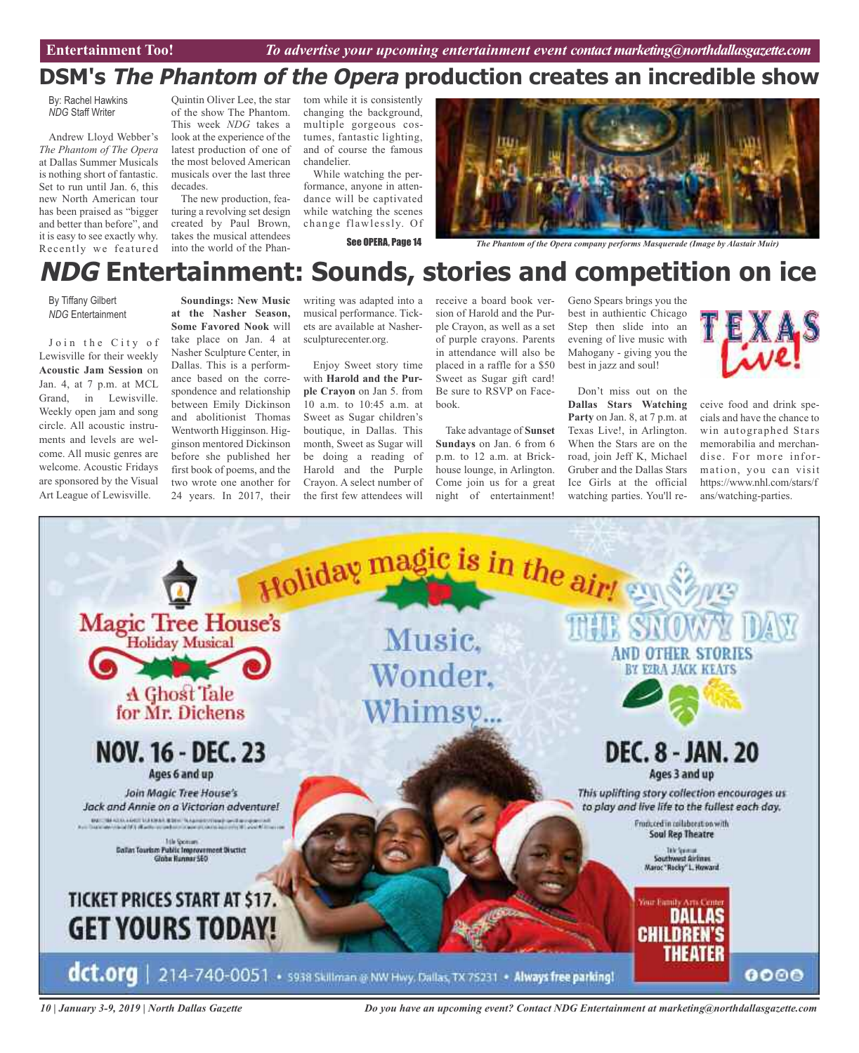# DSM's *The Phantom of the Opera* production creates an incredible show

By: Rachel Hawkins
*NDG* Staff Writer

Andrew Lloyd Webber's *The Phantom of The Opera* at Dallas Summer Musicals is nothing short of fantastic. Set to run until Jan. 6, this new North American tour has been praised as "bigger and better than before", and it is easy to see exactly why. Recently we featured Quintin Oliver Lee, the star of the show The Phantom. This week *NDG* takes a look at the experience of the latest production of one of the most beloved American musicals over the last three decades.

The new production, featuring a revolving set design created by Paul Brown, takes the musical attendees into the world of the Phantom while it is consistently changing the background, multiple gorgeous costumes, fantastic lighting, and of course the famous chandelier.

While watching the performance, anyone in attendance will be captivated while watching the scenes change flawlessly. Of

See OPERA, Page 14

*The Phantom of the Opera company performs Masquerade (Image by Alastair Muir)*

# *NDG* Entertainment: Sounds, stories and competition on ice

By Tiffany Gilbert
*NDG* Entertainment

Join the City of Lewisville for their weekly **Acoustic Jam Session** on Jan. 4, at 7 p.m. at MCL Grand, in Lewisville. Weekly open jam and song circle. All acoustic instruments and levels are welcome. All music genres are welcome. Acoustic Fridays are sponsored by the Visual Art League of Lewisville.

**Soundings: New Music at the Nasher Season, Some Favored Nook** will take place on Jan. 4 at Nasher Sculpture Center, in Dallas. This is a performance based on the correspondence and relationship between Emily Dickinson and abolitionist Thomas Wentworth Higginson. Higginson mentored Dickinson before she published her first book of poems, and the two wrote one another for 24 years. In 2017, their writing was adapted into a musical performance. Tickets are available at Nashersculpturecenter.org.

Enjoy Sweet story time with **Harold and the Purple Crayon** on Jan 5. from 10 a.m. to 10:45 a.m. at Sweet as Sugar children's boutique, in Dallas. This month, Sweet as Sugar will be doing a reading of Harold and the Purple Crayon. A select number of the first few attendees will receive a board book version of Harold and the Purple Crayon, as well as a set of purple crayons. Parents in attendance will also be placed in a raffle for a $50 Sweet as Sugar gift card! Be sure to RSVP on Facebook.

Take advantage of **Sunset Sundays** on Jan. 6 from 6 p.m. to 12 a.m. at Brickhouse lounge, in Arlington. Come join us for a great night of entertainment! Geno Spears brings you the best in authientic Chicago Step then slide into an evening of live music with Mahogany - giving you the best in jazz and soul!

Don't miss out on the **Dallas Stars Watching Party** on Jan. 8, at 7 p.m. at Texas Live!, in Arlington. When the Stars are on the road, join Jeff K, Michael Gruber and the Dallas Stars Ice Girls at the official watching parties. You'll receive food and drink specials and have the chance to win autographed Stars memorabilia and merchandise. For more information, you can visit https://www.nhl.com/stars/fans/watching-parties.

Holiday magic is in the air!

Magic Tree House's Holiday Musical
A Ghost Tale for Mr. Dickens
NOV. 16 - DEC. 23
Ages 6 and up
Join Magic Tree House's Jack and Annie on a Victorian adventure!

Title Sponsors
Dallas Tourism Public Improvement District
Globe Runner SEO

Music, Wonder, Whimsy...

THE SNOWY DAY AND OTHER STORIES BY EZRA JACK KEATS
DEC. 8 - JAN. 20
Ages 3 and up
This uplifting story collection encourages us to play and live life to the fullest each day.
Produced in collaboration with Soul Rep Theatre
Title Sponsor
Southwest Airlines
Maroc "Rocky" L. Howard

TICKET PRICES START AT $17.
GET YOURS TODAY!

Your Family Arts Center
DALLAS CHILDREN'S THEATER

dct.org | 214-740-0051 • 5938 Skillman @ NW Hwy, Dallas, TX 75231 • Always free parking!

Do you have an upcoming event? Contact NDG Entertainment at marketing@northdallasgazette.com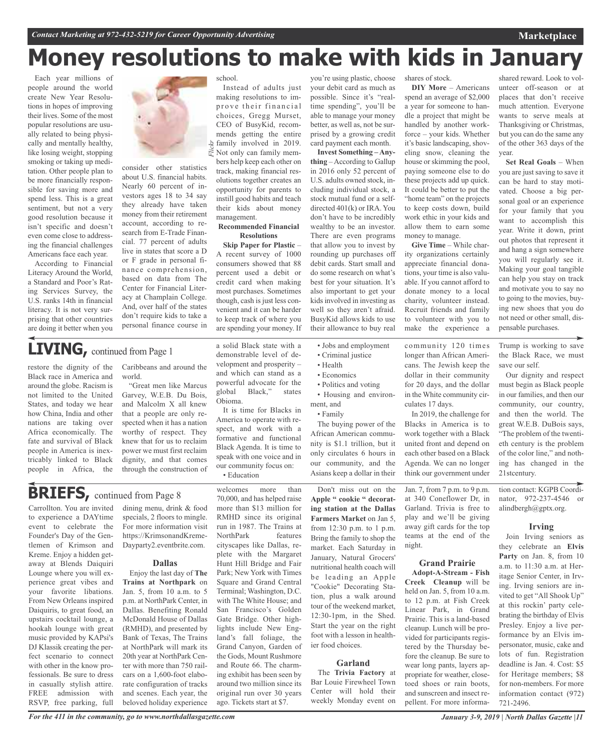# Money resolutions to make with kids in January

Each year millions of people around the world create New Year Resolutions in hopes of improving their lives. Some of the most popular resolutions are usually related to being physically and mentally healthy, like losing weight, stopping smoking or taking up meditation. Other people plan to be more financially responsible for saving more and spend less. This is a great sentiment, but not a very good resolution because it isn't specific and doesn't even come close to addressing the financial challenges Americans face each year.

According to Financial Literacy Around the World, a Standard and Poor's Rating Services Survey, the U.S. ranks 14th in financial literacy. It is not very surprising that other countries are doing it better when you consider other statistics about U.S. financial habits. Nearly 60 percent of investors ages 18 to 34 say they already have taken money from their retirement account, according to research from E-Trade Financial. 77 percent of adults live in states that score a D or F grade in personal finance comprehension, based on data from The Center for Financial Literacy at Champlain College. And, over half of the states don't require kids to take a personal finance course in school.

Instead of adults just making resolutions to improve their financial choices, Gregg Murset, CEO of BusyKid, recommends getting the entire family involved in 2019. Not only can family members help keep each other on track, making financial resolutions together creates an opportunity for parents to instill good habits and teach their kids about money management.

**Recommended Financial Resolutions**

**Skip Paper for Plastic** – A recent survey of 1000 consumers showed that 88 percent used a debit or credit card when making most purchases. Sometimes though, cash is just less convenient and it can be harder to keep track of where you are spending your money. If you're using plastic, choose your debit card as much as possible. Since it's "real-time spending", you'll be able to manage your money better, as well as, not be surprised by a growing credit card payment each month.

**Invest Something – Anything** – According to Gallup in 2016 only 52 percent of U.S. adults owned stock, including individual stock, a stock mutual fund or a self-directed 401(k) or IRA. You don't have to be incredibly wealthy to be an investor. There are even programs that allow you to invest by rounding up purchases off debit cards. Start small and do some research on what's best for your situation. It's also important to get your kids involved in investing as well so they aren't afraid. BusyKid allows kids to use their allowance to buy real shares of stock.

**DIY More** – Americans spend an average of $2,000 a year for someone to handle a project that might be handled by another workforce – your kids. Whether it's basic landscaping, shoveling snow, cleaning the house or skimming the pool, paying someone else to do these projects add up quick. It could be better to put the "home team" on the projects to keep costs down, build work ethic in your kids and allow them to earn some money to manage.

**Give Time** – While charity organizations certainly appreciate financial donations, your time is also valuable. If you cannot afford to donate money to a local charity, volunteer instead. Recruit friends and family to volunteer with you to make the experience a shared reward. Look to volunteer off-season or at places that don't receive much attention. Everyone wants to serve meals at Thanksgiving or Christmas, but you can do the same any of the other 363 days of the year.

**Set Real Goals** – When you are just saving to save it can be hard to stay motivated. Choose a big personal goal or an experience for your family that you want to accomplish this year. Write it down, print out photos that represent it and hang a sign somewhere you will regularly see it. Making your goal tangible can help you stay on track and motivate you to say no to going to the movies, buying new shoes that you do not need or other small, dispensable purchases.

## LIVING, continued from Page 1

restore the dignity of the Black race in America and around the globe. Racism is not limited to the United States, and today we hear how China, India and other nations are taking over Africa economically. The fate and survival of Black people in America is inextricably linked to Black people in Africa, the Caribbeans and around the world.

"Great men like Marcus Garvey, W.E.B. Du Bois, and Malcolm X all knew that a people are only respected when it has a nation worthy of respect. They knew that for us to reclaim power we must first reclaim dignity, and that comes through the construction of a solid Black state with a demonstrable level of development and prosperity – and which can stand as a powerful advocate for the global Black," states Obioma.

It is time for Blacks in America to operate with respect, and work with a formative and functional Black Agenda. It is time to speak with one voice and in our community focus on:

- Education
- Jobs and employment
- Criminal justice
- Health
- Economics
- Politics and voting
- Housing and environment, and
- Family

The buying power of the African American community is $1.1 trillion, but it only circulates 6 hours in our community, and the Asians keep a dollar in their community 120 times longer than African Americans. The Jewish keep the dollar in their community for 20 days, and the dollar in the White community circulates 17 days.

In 2019, the challenge for Blacks in America is to work together with a Black united front and depend on each other based on a Black Agenda. We can no longer think our government under Trump is working to save the Black Race, we must save our self.

Our dignity and respect must begin as Black people in our families, and then our community, our country, and then the world. The great W.E.B. DuBois says, "The problem of the twentieth century is the problem of the color line," and nothing has changed in the 21stcentury.

## BRIEFS, continued from Page 8

Carrollton. You are invited to experience a DAYtime event to celebrate the Founder's Day of the Gentlemen of Krimson and Kreme. Enjoy a hidden getaway at Blends Daiquiri Lounge where you will experience great vibes and your favorite libations. From New Orleans inspired Daiquiris, to great food, an upstairs cocktail lounge, a hookah lounge with great music provided by KAPsi's DJ Klassik creating the perfect scenario to connect with other in the know professionals. Be sure to dress in casually stylish attire. FREE admission with RSVP, free parking, full dining menu, drink & food specials, 2 floors to mingle. For more information visit https://KrimsonandKreme-Dayparty2.eventbrite.com.

### Dallas

Enjoy the last day of **The Trains at Northpark** on Jan. 5, from 10 a.m. to 5 p.m. at NorthPark Center, in Dallas. Benefiting Ronald McDonald House of Dallas (RMHD), and presented by Bank of Texas, The Trains at NorthPark will mark its 20th year at NorthPark Center with more than 750 railcars on a 1,600-foot elaborate configuration of tracks and scenes. Each year, the beloved holiday experience welcomes more than 70,000, and has helped raise more than $13 million for RMHD since its original run in 1987. The Trains at NorthPark features cityscapes like Dallas, replete with the Margaret Hunt Hill Bridge and Fair Park; New York with Times Square and Grand Central Terminal; Washington, D.C. with The White House; and San Francisco's Golden Gate Bridge. Other highlights include New England's fall foliage, the Grand Canyon, Garden of the Gods, Mount Rushmore and Route 66. The charming exhibit has been seen by around two million since its original run over 30 years ago. Tickets start at $7.

Don't miss out on the **Apple " cookie " decorating station at the Dallas Farmers Market** on Jan 5, from 12:30 p.m. to 1 p.m. Bring the family to shop the market. Each Saturday in January, Natural Grocers' nutritional health coach will be leading an Apple "Cookie" Decorating Station, plus a walk around tour of the weekend market, 12:30-1pm, in the Shed. Start the year on the right foot with a lesson in healthier food choices.

### Garland

The **Trivia Factory** at Bar Louie Firewheel Town Center will hold their weekly Monday event on Jan. 7, from 7 p.m. to 9 p.m. at 340 Coneflower Dr, in Garland. Trivia is free to play and we'll be giving away gift cards for the top teams at the end of the night.

### Grand Prairie

**Adopt-A-Stream - Fish Creek Cleanup** will be held on Jan. 5, from 10 a.m. to 12 p.m. at Fish Creek Linear Park, in Grand Prairie. This is a land-based cleanup. Lunch will be provided for participants registered by the Thursday before the cleanup. Be sure to wear long pants, layers appropriate for weather, close-toed shoes or rain boots, and sunscreen and insect repellent. For more information contact: KGPB Coordinator, 972-237-4546 or alindbergh@gptx.org.

### Irving

Join Irving seniors as they celebrate an **Elvis Party** on Jan. 8, from 10 a.m. to 11:30 a.m. at Heritage Senior Center, in Irving. Irving seniors are invited to get "All Shook Up" at this rockin' party celebrating the birthday of Elvis Presley. Enjoy a live performance by an Elvis impersonator, music, cake and lots of fun. Registration deadline is Jan. 4. Cost: $5 for Heritage members; $8 for non-members. For more information contact (972) 721-2496.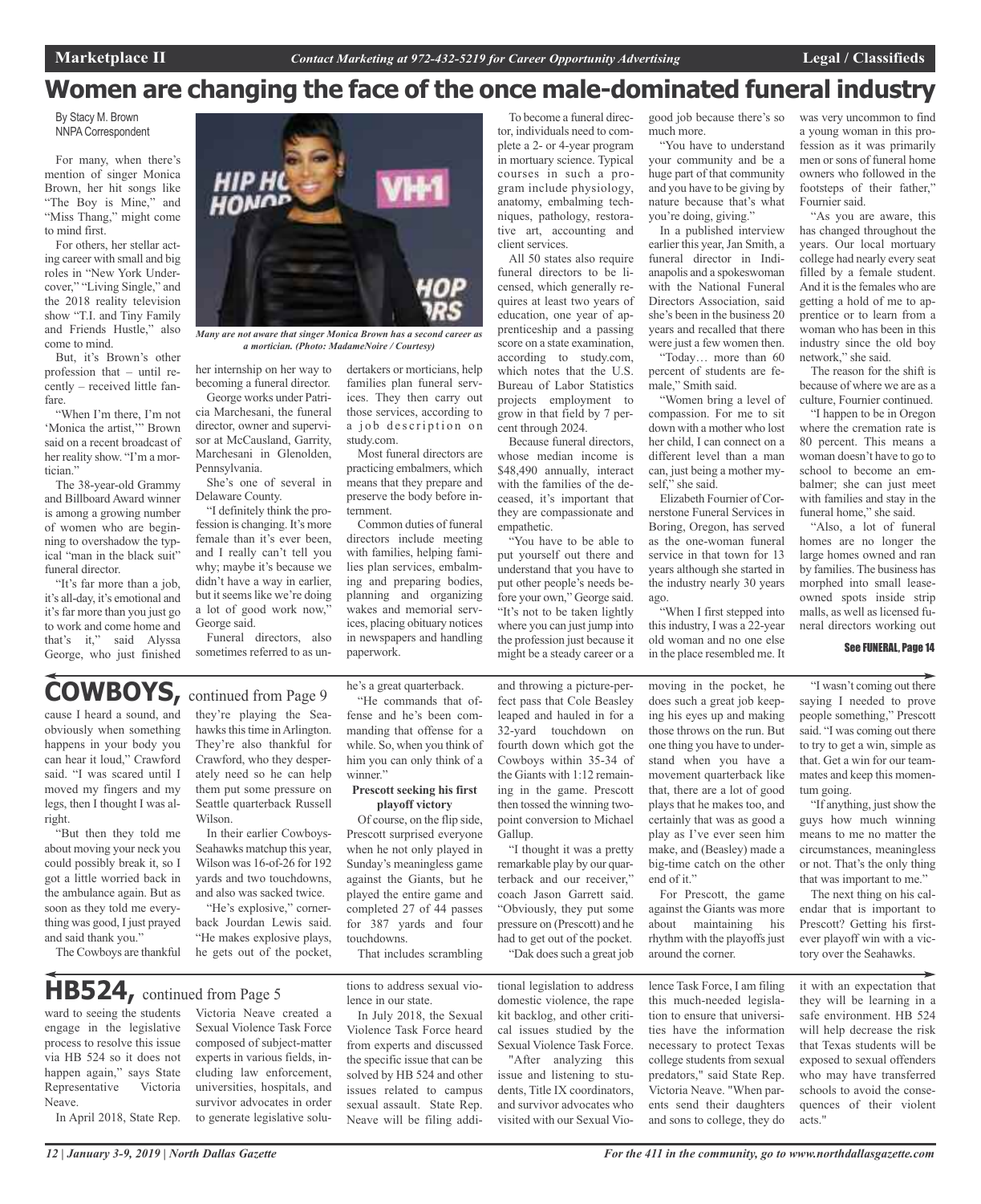# Women are changing the face of the once male-dominated funeral industry

By Stacy M. Brown
NNPA Correspondent

For many, when there's mention of singer Monica Brown, her hit songs like "The Boy is Mine," and "Miss Thang," might come to mind first.

For others, her stellar acting career with small and big roles in "New York Undercover," "Living Single," and the 2018 reality television show "T.I. and Tiny Family and Friends Hustle," also come to mind.

But, it's Brown's other profession that – until recently – received little fanfare.

"When I'm there, I'm not 'Monica the artist,'" Brown said on a recent broadcast of her reality show. "I'm a mortician."

The 38-year-old Grammy and Billboard Award winner is among a growing number of women who are beginning to overshadow the typical "man in the black suit" funeral director.

"It's far more than a job, it's all-day, it's emotional and it's far more than you just go to work and come home and that's it," said Alyssa George, who just finished her internship on her way to becoming a funeral director.

*Many are not aware that singer Monica Brown has a second career as a mortician. (Photo: MadameNoire / Courtesy)*

George works under Patricia Marchesani, the funeral director, owner and supervisor at McCausland, Garrity, Marchesani in Glenolden, Pennsylvania.

She's one of several in Delaware County.

"I definitely think the profession is changing. It's more female than it's ever been, and I really can't tell you why; maybe it's because we didn't have a way in earlier, but it seems like we're doing a lot of good work now," George said.

Funeral directors, also sometimes referred to as undertakers or morticians, help families plan funeral services. They then carry out those services, according to a job description on study.com.

Most funeral directors are practicing embalmers, which means that they prepare and preserve the body before internment.

Common duties of funeral directors include meeting with families, helping families plan services, embalming and preparing bodies, planning and organizing wakes and memorial services, placing obituary notices in newspapers and handling paperwork.

To become a funeral director, individuals need to complete a 2- or 4-year program in mortuary science. Typical courses in such a program include physiology, anatomy, embalming techniques, pathology, restorative art, accounting and client services.

All 50 states also require funeral directors to be licensed, which generally requires at least two years of education, one year of apprenticeship and a passing score on a state examination, according to study.com, which notes that the U.S. Bureau of Labor Statistics projects employment to grow in that field by 7 percent through 2024.

Because funeral directors, whose median income is $48,490 annually, interact with the families of the deceased, it's important that they are compassionate and empathetic.

"You have to be able to put yourself out there and understand that you have to put other people's needs before your own," George said. "It's not to be taken lightly where you can just jump into the profession just because it might be a steady career or a good job because there's so much more.

"You have to understand your community and be a huge part of that community and you have to be giving by nature because that's what you're doing, giving."

In a published interview earlier this year, Jan Smith, a funeral director in Indianapolis and a spokeswoman with the National Funeral Directors Association, said she's been in the business 20 years and recalled that there were just a few women then.

"Today… more than 60 percent of students are female," Smith said.

"Women bring a level of compassion. For me to sit down with a mother who lost her child, I can connect on a different level than a man can, just being a mother myself," she said.

Elizabeth Fournier of Cornerstone Funeral Services in Boring, Oregon, has served as the one-woman funeral service in that town for 13 years although she started in the industry nearly 30 years ago.

"When I first stepped into this industry, I was a 22-year old woman and no one else in the place resembled me. It was very uncommon to find a young woman in this profession as it was primarily men or sons of funeral home owners who followed in the footsteps of their father," Fournier said.

"As you are aware, this has changed throughout the years. Our local mortuary college had nearly every seat filled by a female student. And it is the females who are getting a hold of me to apprentice or to learn from a woman who has been in this industry since the old boy network," she said.

The reason for the shift is because of where we are as a culture, Fournier continued.

"I happen to be in Oregon where the cremation rate is 80 percent. This means a woman doesn't have to go to school to become an embalmer; she can just meet with families and stay in the funeral home," she said.

"Also, a lot of funeral homes are no longer the large homes owned and ran by families. The business has morphed into small lease-owned spots inside strip malls, as well as licensed funeral directors working out

**See FUNERAL, Page 14**

## COWBOYS, continued from Page 9

cause I heard a sound, and obviously when something happens in your body you can hear it loud," Crawford said. "I was scared until I moved my fingers and my legs, then I thought I was alright.

"But then they told me about moving your neck you could possibly break it, so I got a little worried back in the ambulance again. But as soon as they told me everything was good, I just prayed and said thank you."

The Cowboys are thankful they're playing the Seahawks this time in Arlington. They're also thankful for Crawford, who they desperately need so he can help them put some pressure on Seattle quarterback Russell Wilson.

In their earlier Cowboys-Seahawks matchup this year, Wilson was 16-of-26 for 192 yards and two touchdowns, and also was sacked twice.

"He's explosive," cornerback Jourdan Lewis said. "He makes explosive plays, he gets out of the pocket, he's a great quarterback.

"He commands that offense and he's been commanding that offense for a while. So, when you think of him you can only think of a winner."

**Prescott seeking his first playoff victory**

Of course, on the flip side, Prescott surprised everyone when he not only played in Sunday's meaningless game against the Giants, but he played the entire game and completed 27 of 44 passes for 387 yards and four touchdowns.

That includes scrambling and throwing a picture-perfect pass that Cole Beasley leaped and hauled in for a 32-yard touchdown on fourth down which got the Cowboys within 35-34 of the Giants with 1:12 remaining in the game. Prescott then tossed the winning two-point conversion to Michael Gallup.

"I thought it was a pretty remarkable play by our quarterback and our receiver," coach Jason Garrett said. "Obviously, they put some pressure on (Prescott) and he had to get out of the pocket.

"Dak does such a great job moving in the pocket, he does such a great job keeping his eyes up and making those throws on the run. But one thing you have to understand when you have a movement quarterback like that, there are a lot of good plays that he makes too, and certainly that was as good a play as I've ever seen him make, and (Beasley) made a big-time catch on the other end of it."

For Prescott, the game against the Giants was more about maintaining his rhythm with the playoffs just around the corner.

"I wasn't coming out there saying I needed to prove people something," Prescott said. "I was coming out there to try to get a win, simple as that. Get a win for our teammates and keep this momentum going.

"If anything, just show the guys how much winning means to me no matter the circumstances, meaningless or not. That's the only thing that was important to me."

The next thing on his calendar that is important to Prescott? Getting his first-ever playoff win with a victory over the Seahawks.

## HB524, continued from Page 5

ward to seeing the students engage in the legislative process to resolve this issue via HB 524 so it does not happen again," says State Representative Victoria Neave.

In April 2018, State Rep. Victoria Neave created a Sexual Violence Task Force composed of subject-matter experts in various fields, including law enforcement, universities, hospitals, and survivor advocates in order to generate legislative solutions to address sexual violence in our state.

In July 2018, the Sexual Violence Task Force heard from experts and discussed the specific issue that can be solved by HB 524 and other issues related to campus sexual assault. State Rep. Neave will be filing additional legislation to address domestic violence, the rape kit backlog, and other critical issues studied by the Sexual Violence Task Force.

"After analyzing this issue and listening to students, Title IX coordinators, and survivor advocates who visited with our Sexual Violence Task Force, I am filing this much-needed legislation to ensure that universities have the information necessary to protect Texas college students from sexual predators," said State Rep. Victoria Neave. "When parents send their daughters and sons to college, they do it with an expectation that they will be learning in a safe environment. HB 524 will help decrease the risk that Texas students will be exposed to sexual offenders who may have transferred schools to avoid the consequences of their violent acts."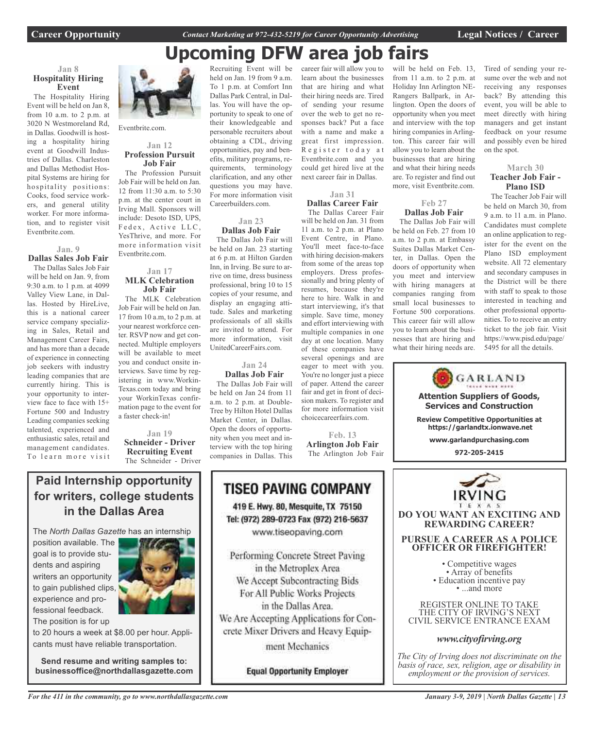# Upcoming DFW area job fairs

### Jan 8
### Hospitality Hiring Event

The Hospitality Hiring Event will be held on Jan 8, from 10 a.m. to 2 p.m. at 3020 N Westmoreland Rd, in Dallas. Goodwill is hosting a hospitality hiring event at Goodwill Industries of Dallas. Charleston and Dallas Methodist Hospital Systems are hiring for hospitality positions: Cooks, food service workers, and general utility worker. For more information, and to register visit Eventbrite.com.

### Jan. 9
### Dallas Sales Job Fair

The Dallas Sales Job Fair will be held on Jan. 9, from 9:30 a.m. to 1 p.m. at 4099 Valley View Lane, in Dallas. Hosted by HireLive, this is a national career service company specializing in Sales, Retail and Management Career Fairs, and has more than a decade of experience in connecting job seekers with industry leading companies that are currently hiring. This is your opportunity to interview face to face with 15+ Fortune 500 and Industry Leading companies seeking talented, experienced and enthusiastic sales, retail and management candidates. To learn more visit Eventbrite.com.

### Jan 12
### Profession Pursuit Job Fair

The Profession Pursuit Job Fair will be held on Jan. 12 from 11:30 a.m. to 5:30 p.m. at the center court in Irving Mall. Sponsors will include: Desoto ISD, UPS, Fedex, Active LLC, YesThrive, and more. For more information visit Eventbrite.com.

### Jan 17
### MLK Celebration Job Fair

The MLK Celebration Job Fair will be held on Jan. 17 from 10 a.m, to 2 p.m. at your nearest workforce center. RSVP now and get connected. Multiple employers will be available to meet you and conduct onsite interviews. Save time by registering in www.WorkinTexas.com today and bring your WorkinTexas confirmation page to the event for a faster check-in!

### Jan 19
### Schneider - Driver Recruiting Event

The Schneider - Driver Recruiting Event will be held on Jan. 19 from 9 a.m. To 1 p.m. at Comfort Inn Dallas Park Central, in Dallas. You will have the opportunity to speak to one of their knowledgeable and personable recruiters about obtaining a CDL, driving opportunities, pay and benefits, military programs, requirements, terminology clarification, and any other questions you may have. For more information visit Careerbuilders.com.

### Jan 23
### Dallas Job Fair

The Dallas Job Fair will be held on Jan. 23 starting at 6 p.m. at Hilton Garden Inn, in Irving. Be sure to arrive on time, dress business professional, bring 10 to 15 copies of your resume, and display an engaging attitude. Sales and marketing professionals of all skills are invited to attend. For more information, visit UnitedCareerFairs.com.

### Jan 24
### Dallas Job Fair

The Dallas Job Fair will be held on Jan 24 from 11 a.m. to 2 p.m. at DoubleTree by Hilton Hotel Dallas Market Center, in Dallas. Open the doors of opportunity when you meet and interview with the top hiring companies in Dallas. This career fair will allow you to learn about the businesses that are hiring and what their hiring needs are. Tired of sending your resume over the web to get no responses back? Put a face with a name and make a great first impression. Register today at Eventbrite.com and you could get hired live at the next career fair in Dallas.

### Jan 31
### Dallas Career Fair

The Dallas Career Fair will be held on Jan. 31 from 11 a.m. to 2 p.m. at Plano Event Centre, in Plano. You'll meet face-to-face with hiring decision-makers from some of the areas top employers. Dress professionally and bring plenty of resumes, because they're here to hire. Walk in and start interviewing, it's that simple. Save time, money and effort interviewing with multiple companies in one day at one location. Many of these companies have several openings and are eager to meet with you. You're no longer just a piece of paper. Attend the career fair and get in front of decision makers. To register and for more information visit choicecareerfairs.com.

### Feb. 13
### Arlington Job Fair

The Arlington Job Fair will be held on Feb. 13, from 11 a.m. to 2 p.m. at Holiday Inn Arlington NE-Rangers Ballpark, in Arlington. Open the doors of opportunity when you meet and interview with the top hiring companies in Arlington. This career fair will allow you to learn about the businesses that are hiring and what their hiring needs are. To register and find out more, visit Eventbrite.com.

### Feb 27
### Dallas Job Fair

The Dallas Job Fair will be held on Feb. 27 from 10 a.m. to 2 p.m. at Embassy Suites Dallas Market Center, in Dallas. Open the doors of opportunity when you meet and interview with hiring managers at companies ranging from small local businesses to Fortune 500 corporations. This career fair will allow you to learn about the businesses that are hiring and what their hiring needs are. Tired of sending your resume over the web and not receiving any responses back? By attending this event, you will be able to meet directly with hiring managers and get instant feedback on your resume and possibly even be hired on the spot.

### March 30
### Teacher Job Fair - Plano ISD

The Teacher Job Fair will be held on March 30, from 9 a.m. to 11 a.m. in Plano. Candidates must complete an online application to register for the event on the Plano ISD employment website. All 72 elementary and secondary campuses in the District will be there with staff to speak to those interested in teaching and other professional opportunities. To to receive an entry ticket to the job fair. Visit https://www.pisd.edu/page/5495 for all the details.

---

**GARLAND**

**Attention Suppliers of Goods, Services and Construction**

**Review Competitive Opportunities at https://garlandtx.ionwave.net**

**www.garlandpurchasing.com**

**972-205-2415**

---

## Paid Internship opportunity for writers, college students in the Dallas Area

The *North Dallas Gazette* has an internship position available. The goal is to provide students and aspiring writers an opportunity to gain published clips, experience and professional feedback. The position is for up to 20 hours a week at $8.00 per hour. Applicants must have reliable transportation.

**Send resume and writing samples to: businessoffice@northdallasgazette.com**

---

## TISEO PAVING COMPANY

419 E. Hwy. 80, Mesquite, TX 75150
Tel: (972) 289-0723 Fax (972) 216-5637
www.tiseopaving.com

Performing Concrete Street Paving in the Metroplex Area
We Accept Subcontracting Bids For All Public Works Projects in the Dallas Area.
We Are Accepting Applications for Concrete Mixer Drivers and Heavy Equipment Mechanics

**Equal Opportunity Employer**

---

IRVING TEXAS

**DO YOU WANT AN EXCITING AND REWARDING CAREER?**

**PURSUE A CAREER AS A POLICE OFFICER OR FIREFIGHTER!**

- Competitive wages
- Array of benefits
- Education incentive pay
- ...and more

REGISTER ONLINE TO TAKE THE CITY OF IRVING'S NEXT CIVIL SERVICE ENTRANCE EXAM

***www.cityofirving.org***

*The City of Irving does not discriminate on the basis of race, sex, religion, age or disability in employment or the provision of services.*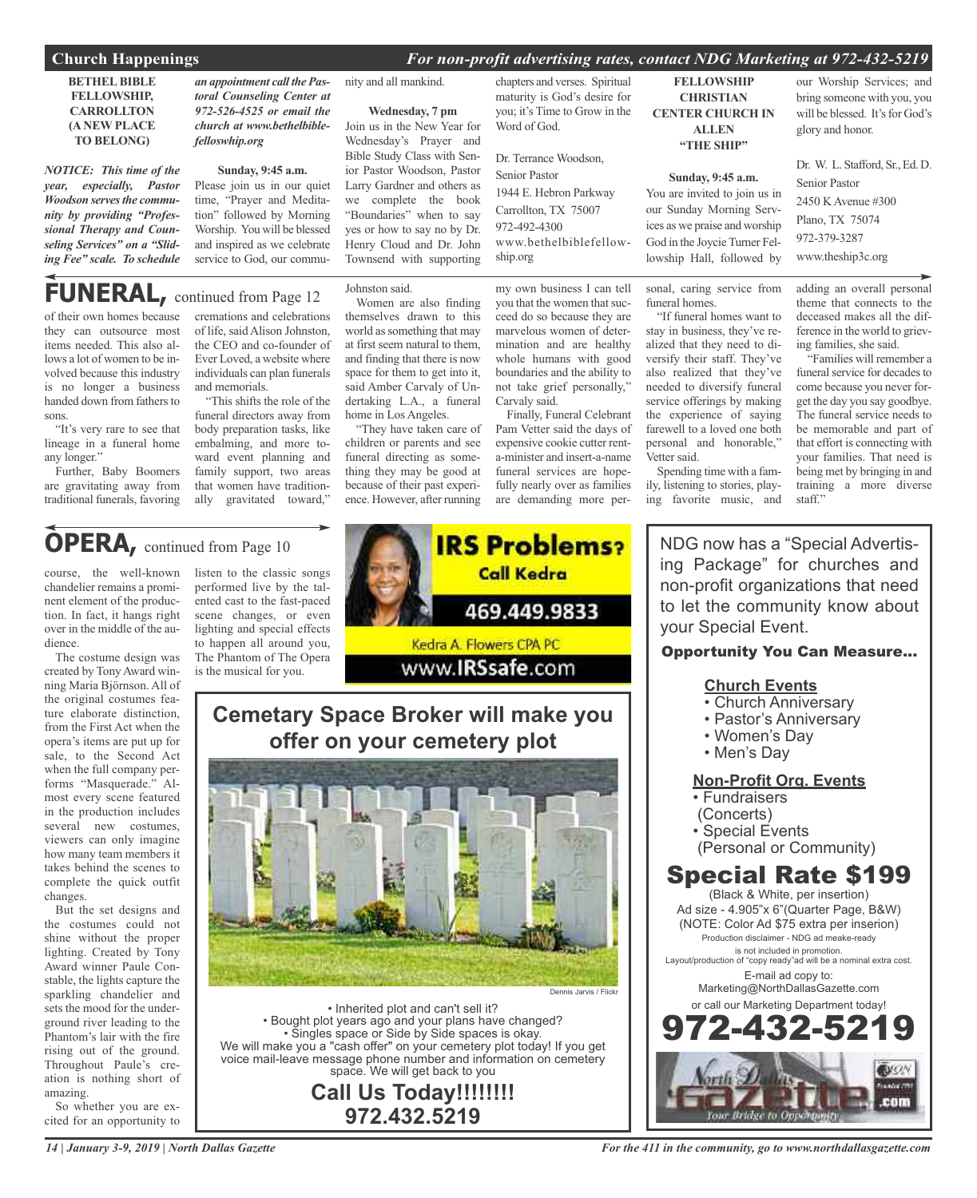## Church Happenings

*For non-profit advertising rates, contact NDG Marketing at 972-432-5219*

**BETHEL BIBLE FELLOWSHIP, CARROLLTON (A NEW PLACE TO BELONG)**

***NOTICE: This time of the year, especially, Pastor Woodson serves the community by providing "Professional Therapy and Counseling Services" on a "Sliding Fee" scale. To schedule an appointment call the Pastoral Counseling Center at 972-526-4525 or email the church at www.bethelbiblefelloswhip.org***

**Sunday, 9:45 a.m.**

Please join us in our quiet time, "Prayer and Meditation" followed by Morning Worship. You will be blessed and inspired as we celebrate service to God, our community and all mankind.

**Wednesday, 7 pm**

Join us in the New Year for Wednesday's Prayer and Bible Study Class with Senior Pastor Woodson, Pastor Larry Gardner and others as we complete the book "Boundaries" when to say yes or how to say no by Dr. Henry Cloud and Dr. John Townsend with supporting chapters and verses. Spiritual maturity is God's desire for you; it's Time to Grow in the Word of God.

Dr. Terrance Woodson,
Senior Pastor
1944 E. Hebron Parkway
Carrollton, TX 75007
972-492-4300
www.bethelbiblefellowship.org

**FELLOWSHIP CHRISTIAN CENTER CHURCH IN ALLEN "THE SHIP"**

**Sunday, 9:45 a.m.**

You are invited to join us in our Sunday Morning Services as we praise and worship God in the Joycie Turner Fellowship Hall, followed by our Worship Services; and bring someone with you, you will be blessed. It's for God's glory and honor.

Dr. W. L. Stafford, Sr., Ed. D.
Senior Pastor
2450 K Avenue #300
Plano, TX 75074
972-379-3287
www.theship3c.org

## FUNERAL, continued from Page 12

of their own homes because they can outsource most items needed. This also allows a lot of women to be involved because this industry is no longer a business handed down from fathers to sons.

"It's very rare to see that lineage in a funeral home any longer."

Further, Baby Boomers are gravitating away from traditional funerals, favoring cremations and celebrations of life, said Alison Johnston, the CEO and co-founder of Ever Loved, a website where individuals can plan funerals and memorials.

"This shifts the role of the funeral directors away from body preparation tasks, like embalming, and more toward event planning and family support, two areas that women have traditionally gravitated toward," Johnston said.

Women are also finding themselves drawn to this world as something that may at first seem natural to them, and finding that there is now space for them to get into it, said Amber Carvaly of Undertaking L.A., a funeral home in Los Angeles.

"They have taken care of children or parents and see funeral directing as something they may be good at because of their past experience. However, after running my own business I can tell you that the women that succeed do so because they are marvelous women of determination and are healthy whole humans with good boundaries and the ability to not take grief personally," Carvaly said.

Finally, Funeral Celebrant Pam Vetter said the days of expensive cookie cutter rent-a-minister and insert-a-name funeral services are hopefully nearly over as families are demanding more personal, caring service from funeral homes.

"If funeral homes want to stay in business, they've realized that they need to diversify their staff. They've also realized that they've needed to diversify funeral service offerings by making the experience of saying farewell to a loved one both personal and honorable," Vetter said.

Spending time with a family, listening to stories, playing favorite music, and adding an overall personal theme that connects to the deceased makes all the difference in the world to grieving families, she said.

"Families will remember a funeral service for decades to come because you never forget the day you say goodbye. The funeral service needs to be memorable and part of that effort is connecting with your families. That need is being met by bringing in and training a more diverse staff."

## OPERA, continued from Page 10

course, the well-known chandelier remains a prominent element of the production. In fact, it hangs right over in the middle of the audience.

The costume design was created by Tony Award winning Maria Björnson. All of the original costumes feature elaborate distinction, from the First Act when the opera's items are put up for sale, to the Second Act when the full company performs "Masquerade." Almost every scene featured in the production includes several new costumes, viewers can only imagine how many team members it takes behind the scenes to complete the quick outfit changes.

But the set designs and the costumes could not shine without the proper lighting. Created by Tony Award winner Paule Constable, the lights capture the sparkling chandelier and sets the mood for the underground river leading to the Phantom's lair with the fire rising out of the ground. Throughout Paule's creation is nothing short of amazing.

So whether you are excited for an opportunity to listen to the classic songs performed live by the talented cast to the fast-paced scene changes, or even lighting and special effects to happen all around you, The Phantom of The Opera is the musical for you.

**IRS Problems? Call Kedra**
**469.449.9833**
Kedra A. Flowers CPA PC
www.IRSsafe.com

### Cemetary Space Broker will make you offer on your cemetery plot

Dennis Jarvis / Flickr

- Inherited plot and can't sell it?
- Bought plot years ago and your plans have changed?
- Singles space or Side by Side spaces is okay.

We will make you a "cash offer" on your cemetery plot today! If you get voice mail-leave message phone number and information on cemetery space. We will get back to you

**Call Us Today!!!!!!!!**
**972.432.5219**

NDG now has a "Special Advertising Package" for churches and non-profit organizations that need to let the community know about your Special Event.

**Opportunity You Can Measure...**

**Church Events**
- Church Anniversary
- Pastor's Anniversary
- Women's Day
- Men's Day

**Non-Profit Org. Events**
- Fundraisers (Concerts)
- Special Events (Personal or Community)

**Special Rate $199**
(Black & White, per insertion)
Ad size - 4.905"x 6"(Quarter Page, B&W)
(NOTE: Color Ad $75 extra per inserion)
Production disclaimer - NDG ad meake-ready is not included in promotion.
Layout/production of "copy ready"ad will be a nominal extra cost.
E-mail ad copy to:
Marketing@NorthDallasGazette.com
or call our Marketing Department today!
**972-432-5219**

North Dallas Gazette .com — Your Bridge to Opportunity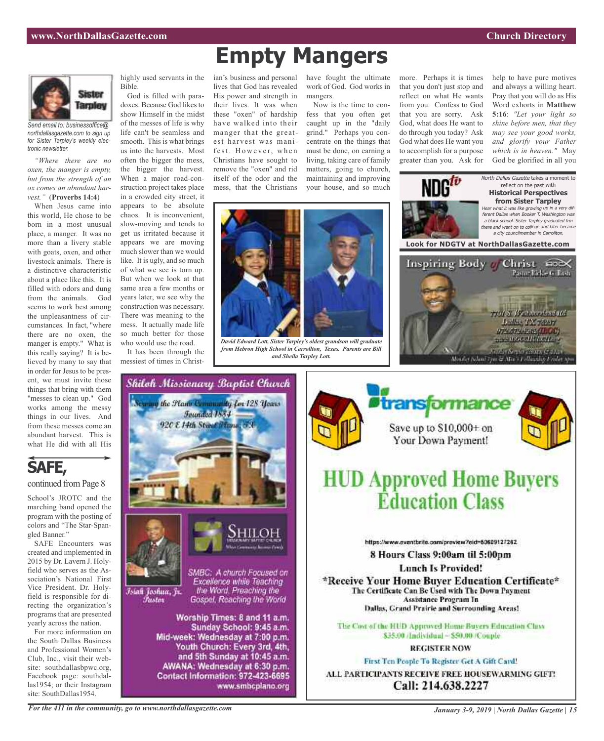# Empty Mangers

Send email to: businessoffice@northdallasgazette.com to sign up for Sister Tarpley's weekly electronic newsletter.

*"Where there are no oxen, the manger is empty, but from the strength of an ox comes an abundant harvest."* (**Proverbs 14:4**)

When Jesus came into this world, He chose to be born in a most unusual place, a manger. It was no more than a livery stable with goats, oxen, and other livestock animals. There is a distinctive characteristic about a place like this. It is filled with odors and dung from the animals. God seems to work best among the unpleasantness of circumstances. In fact, "where there are no oxen, the manger is empty." What is this really saying? It is believed by many to say that in order for Jesus to be present, we must invite those things that bring with them "messes to clean up." God works among the messy things in our lives. And from these messes come an abundant harvest. This is what He did with all His highly used servants in the Bible.

God is filled with paradoxes. Because God likes to show Himself in the midst of the messes of life is why life can't be seamless and smooth. This is what brings us into the harvests. Most often the bigger the mess, the bigger the harvest. When a major road-construction project takes place in a crowded city street, it appears to be absolute chaos. It is inconvenient, slow-moving and tends to get us irritated because it appears we are moving much slower than we would like. It is ugly, and so much of what we see is torn up. But when we look at that same area a few months or years later, we see why the construction was necessary. There was meaning to the mess. It actually made life so much better for those who would use the road.

It has been through the messiest of times in Christian's business and personal lives that God has revealed His power and strength in their lives. It was when these "oxen" of hardship have walked into their manger that the greatest harvest was manifest. However, when Christians have sought to remove the "oxen" and rid itself of the odor and the mess, that the Christians have fought the ultimate work of God. God works in mangers.

Now is the time to confess that you often get caught up in the "daily grind." Perhaps you concentrate on the things that must be done, on earning a living, taking care of family matters, going to church, maintaining and improving your house, and so much more. Perhaps it is times that you don't just stop and reflect on what He wants from you. Confess to God that you are sorry. Ask God, what does He want to do through you today? Ask God what does He want you to accomplish for a purpose greater than you. Ask for help to have pure motives and always a willing heart. Pray that you will do as His Word exhorts in **Matthew 5:16**: *"Let your light so shine before men, that they may see your good works, and glorify your Father which is in heaven."* May God be glorified in all you

*David Edward Lott, Sister Tarpley's oldest grandson will graduate from Hebron High School in Carrollton, Texas. Parents are Bill and Sheila Tarpley Lott.*

*North Dallas Gazette* takes a moment to reflect on the past with **Historical Perspectives from Sister Tarpley**

*Hear what it was like growing up in a very different Dallas when Booker T. Washington was a black school. Sister Tarpley graduated from there and went on to college and later became a city councilmember in Carrollton.*

**Look for NDGTV at NorthDallasGazette.com**

## SAFE,

continued from Page 8

School's JROTC and the marching band opened the program with the posting of colors and "The Star-Spangled Banner."

SAFE Encounters was created and implemented in 2015 by Dr. Lavern J. Holyfield who serves as the Association's National First Vice President. Dr. Holyfield is responsible for directing the organization's programs that are presented yearly across the nation.

For more information on the South Dallas Business and Professional Women's Club, Inc., visit their website: southdallasbpwc.org, Facebook page: southdallas1954; or their Instagram site: SouthDallas1954.

---

**Shiloh Missionary Baptist Church**

Serving the Plano Community for 128 Years
Founded 1884
920 E 14th Street Plano, TX

Isiah Joshua, Jr.
Pastor

SMBC: A church Focused on Excellence while Teaching the Word, Preaching the Gospel, Reaching the World

Worship Times: 8 and 11 a.m.
Sunday School: 9:45 a.m.
Mid-week: Wednesday at 7:00 p.m.
Youth Church: Every 3rd, 4th, and 5th Sunday at 10:45 a.m.
AWANA: Wednesday at 6:30 p.m.
Contact Information: 972-423-6695
www.smbcplano.org

---

**transformance**

Save up to $10,000+ on Your Down Payment!

## HUD Approved Home Buyers Education Class

https://www.eventbrite.com/preview?eid=80609127282

**8 Hours Class 9:00am til 5:00pm**

**Lunch Is Provided!**

**\*Receive Your Home Buyer Education Certificate\***

The Certificate Can Be Used with The Down Payment Assistance Program In Dallas, Grand Prairie and Surrounding Areas!

The Cost of the HUD Approved Home Buyers Education Class $35.00 /Individual – $50.00 /Couple

**REGISTER NOW**

First Ten People To Register Get A Gift Card!

**ALL PARTICIPANTS RECEIVE FREE HOUSEWARMING GIFT!**

**Call: 214.638.2227**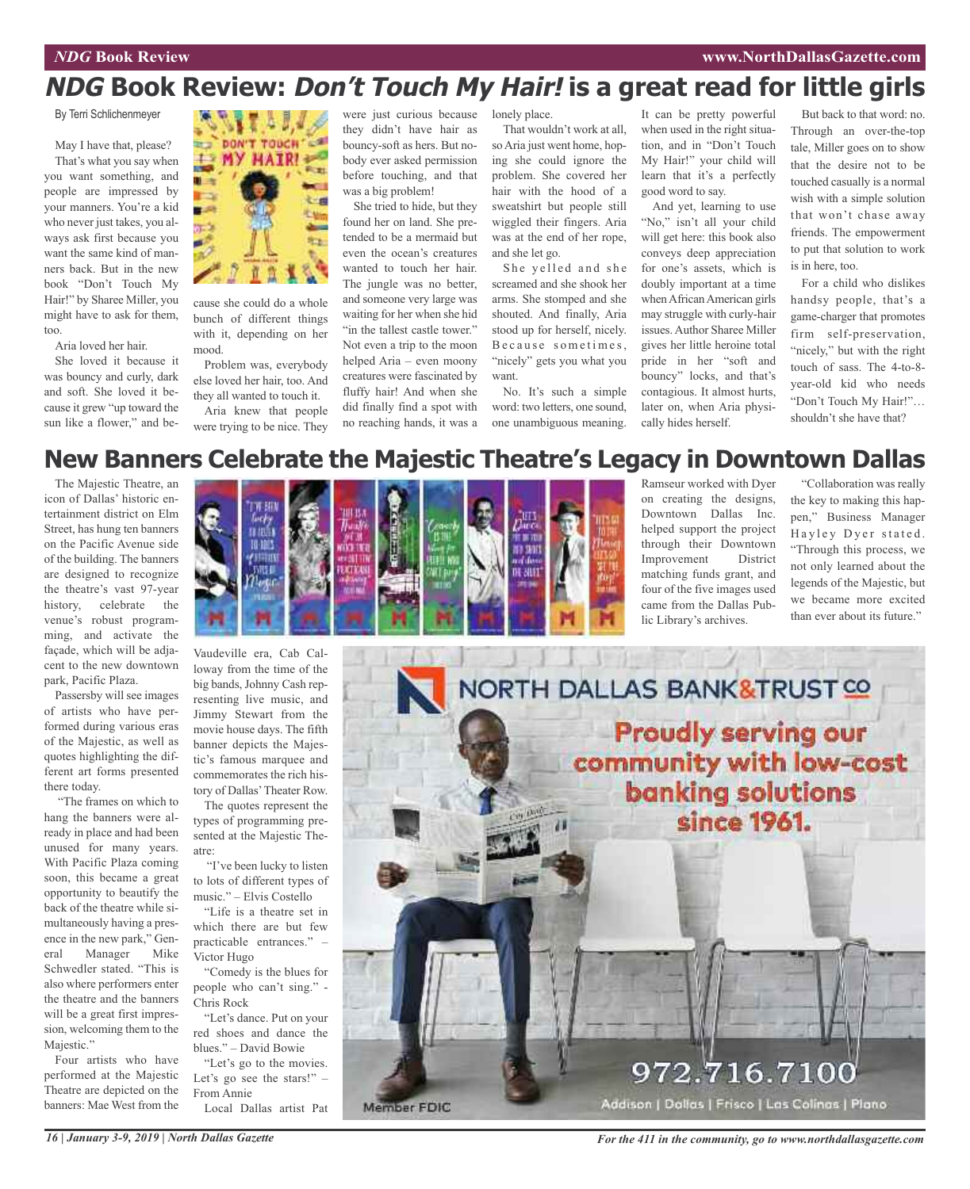# *NDG* Book Review: *Don't Touch My Hair!* is a great read for little girls

By Terri Schlichenmeyer

May I have that, please?

That's what you say when you want something, and people are impressed by your manners. You're a kid who never just takes, you always ask first because you want the same kind of manners back. But in the new book "Don't Touch My Hair!" by Sharee Miller, you might have to ask for them, too.

Aria loved her hair.

She loved it because it was bouncy and curly, dark and soft. She loved it because it grew "up toward the sun like a flower," and because she could do a whole bunch of different things with it, depending on her mood.

Problem was, everybody else loved her hair, too. And they all wanted to touch it.

Aria knew that people were trying to be nice. They were just curious because they didn't have hair as bouncy-soft as hers. But nobody ever asked permission before touching, and that was a big problem!

She tried to hide, but they found her on land. She pretended to be a mermaid but even the ocean's creatures wanted to touch her hair. The jungle was no better, and someone very large was waiting for her when she hid "in the tallest castle tower." Not even a trip to the moon helped Aria – even moony creatures were fascinated by fluffy hair! And when she did finally find a spot with no reaching hands, it was a lonely place.

That wouldn't work at all, so Aria just went home, hoping she could ignore the problem. She covered her hair with the hood of a sweatshirt but people still wiggled their fingers. Aria was at the end of her rope, and she let go.

She yelled and she screamed and she shook her arms. She stomped and she shouted. And finally, Aria stood up for herself, nicely. Because sometimes, "nicely" gets you what you want.

No. It's such a simple word: two letters, one sound, one unambiguous meaning. It can be pretty powerful when used in the right situation, and in "Don't Touch My Hair!" your child will learn that it's a perfectly good word to say.

And yet, learning to use "No," isn't all your child will get here: this book also conveys deep appreciation for one's assets, which is doubly important at a time when African American girls may struggle with curly-hair issues. Author Sharee Miller gives her little heroine total pride in her "soft and bouncy" locks, and that's contagious. It almost hurts, later on, when Aria physically hides herself.

But back to that word: no. Through an over-the-top tale, Miller goes on to show that the desire not to be touched casually is a normal wish with a simple solution that won't chase away friends. The empowerment to put that solution to work is in here, too.

For a child who dislikes handsy people, that's a game-charger that promotes firm self-preservation, "nicely," but with the right touch of sass. The 4-to-8-year-old kid who needs "Don't Touch My Hair!"… shouldn't she have that?

# New Banners Celebrate the Majestic Theatre's Legacy in Downtown Dallas

The Majestic Theatre, an icon of Dallas' historic entertainment district on Elm Street, has hung ten banners on the Pacific Avenue side of the building. The banners are designed to recognize the theatre's vast 97-year history, celebrate the venue's robust programming, and activate the façade, which will be adjacent to the new downtown park, Pacific Plaza.

Passersby will see images of artists who have performed during various eras of the Majestic, as well as quotes highlighting the different art forms presented there today.

"The frames on which to hang the banners were already in place and had been unused for many years. With Pacific Plaza coming soon, this became a great opportunity to beautify the back of the theatre while simultaneously having a presence in the new park," General Manager Mike Schwedler stated. "This is also where performers enter the theatre and the banners will be a great first impression, welcoming them to the Majestic."

Four artists who have performed at the Majestic Theatre are depicted on the banners: Mae West from the Vaudeville era, Cab Calloway from the time of the big bands, Johnny Cash representing live music, and Jimmy Stewart from the movie house days. The fifth banner depicts the Majestic's famous marquee and commemorates the rich history of Dallas' Theater Row.

The quotes represent the types of programming presented at the Majestic Theatre:

"I've been lucky to listen to lots of different types of music." – Elvis Costello

"Life is a theatre set in which there are but few practicable entrances." – Victor Hugo

"Comedy is the blues for people who can't sing." - Chris Rock

"Let's dance. Put on your red shoes and dance the blues." – David Bowie

"Let's go to the movies. Let's go see the stars!" – From Annie

Local Dallas artist Pat Ramseur worked with Dyer on creating the designs, Downtown Dallas Inc. helped support the project through their Downtown Improvement District matching funds grant, and four of the five images used came from the Dallas Public Library's archives.

"Collaboration was really the key to making this happen," Business Manager Hayley Dyer stated. "Through this process, we not only learned about the legends of the Majestic, but we became more excited than ever about its future."

NORTH DALLAS BANK&TRUST CO

Proudly serving our community with low-cost banking solutions since 1961.

972.716.7100

Addison | Dallas | Frisco | Las Colinas | Plano

Member FDIC